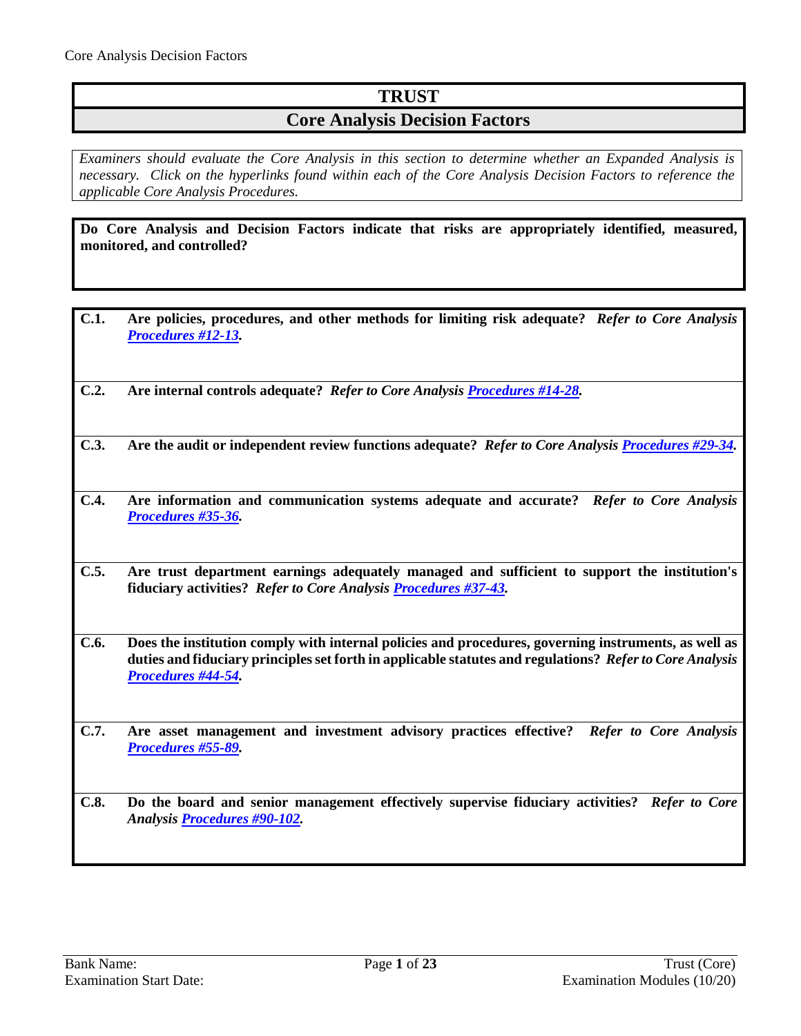# TRUST

## Core Analysis Decision Factors

*Examiners should evaluate the Core Analysis in this section to determine whether an Expanded Analysis is necessary. Click on the hyperlinks found within each of the Core Analysis Decision Factors to reference the applicable Core Analysis Procedures.*

**Do Core Analysis and Decision Factors indicate that risks are appropriately identified, measured, monitored, and controlled?**

**C.1.** **Are policies, procedures, and other methods for limiting risk adequate?** ***Refer to Core Analysis Procedures #12-13.***

**C.2.** **Are internal controls adequate?** ***Refer to Core Analysis Procedures #14-28.***

**C.3.** **Are the audit or independent review functions adequate?** ***Refer to Core Analysis Procedures #29-34.***

**C.4.** **Are information and communication systems adequate and accurate?** ***Refer to Core Analysis Procedures #35-36.***

**C.5.** **Are trust department earnings adequately managed and sufficient to support the institution's fiduciary activities?** ***Refer to Core Analysis Procedures #37-43.***

**C.6.** **Does the institution comply with internal policies and procedures, governing instruments, as well as duties and fiduciary principles set forth in applicable statutes and regulations?** ***Refer to Core Analysis Procedures #44-54.***

**C.7.** **Are asset management and investment advisory practices effective?** ***Refer to Core Analysis Procedures #55-89.***

**C.8.** **Do the board and senior management effectively supervise fiduciary activities?** ***Refer to Core Analysis Procedures #90-102.***

Bank Name:

Examination Start Date: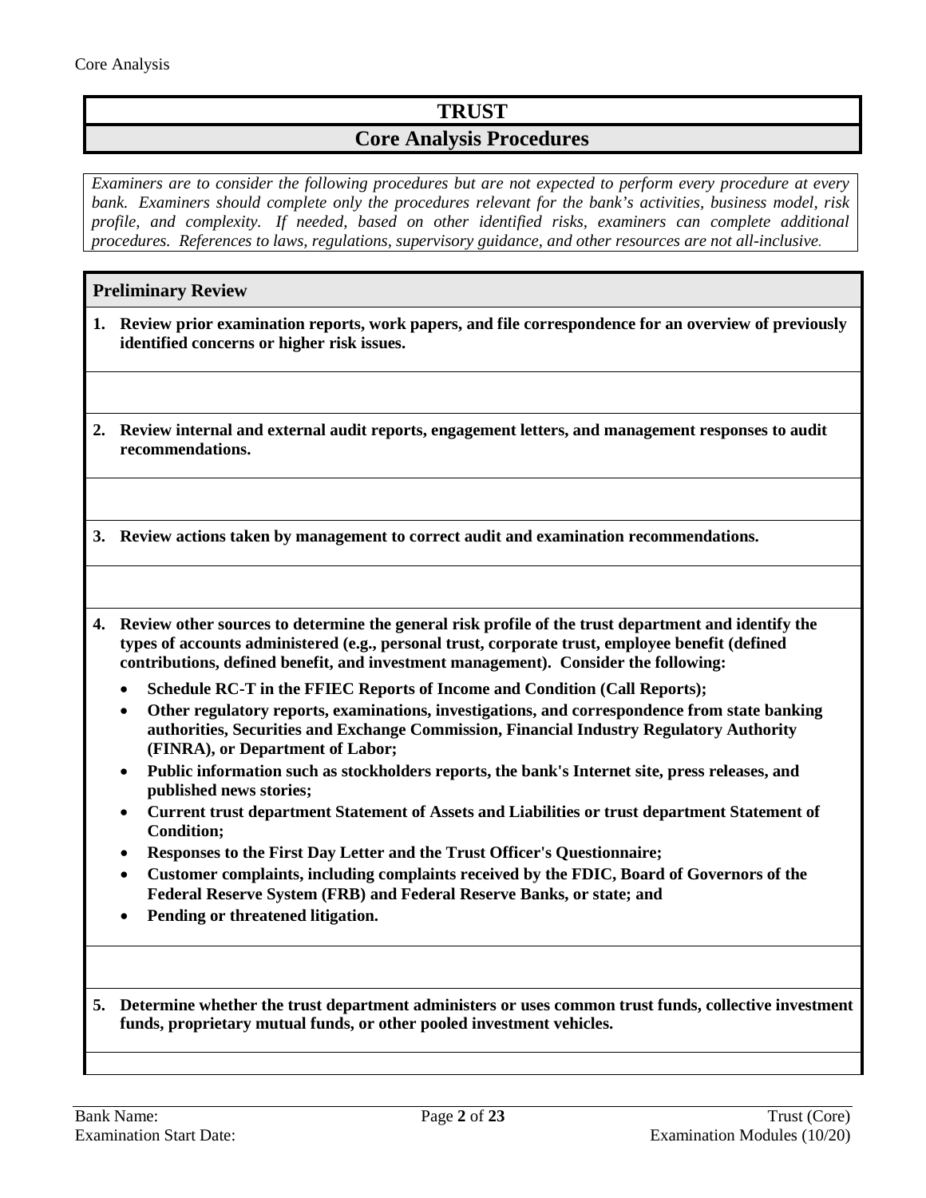# TRUST

## Core Analysis Procedures

*Examiners are to consider the following procedures but are not expected to perform every procedure at every bank. Examiners should complete only the procedures relevant for the bank's activities, business model, risk profile, and complexity. If needed, based on other identified risks, examiners can complete additional procedures. References to laws, regulations, supervisory guidance, and other resources are not all-inclusive.*

### Preliminary Review

1. **Review prior examination reports, work papers, and file correspondence for an overview of previously identified concerns or higher risk issues.**

2. **Review internal and external audit reports, engagement letters, and management responses to audit recommendations.**

3. **Review actions taken by management to correct audit and examination recommendations.**

4. **Review other sources to determine the general risk profile of the trust department and identify the types of accounts administered (e.g., personal trust, corporate trust, employee benefit (defined contributions, defined benefit, and investment management). Consider the following:**
   - **Schedule RC-T in the FFIEC Reports of Income and Condition (Call Reports);**
   - **Other regulatory reports, examinations, investigations, and correspondence from state banking authorities, Securities and Exchange Commission, Financial Industry Regulatory Authority (FINRA), or Department of Labor;**
   - **Public information such as stockholders reports, the bank's Internet site, press releases, and published news stories;**
   - **Current trust department Statement of Assets and Liabilities or trust department Statement of Condition;**
   - **Responses to the First Day Letter and the Trust Officer's Questionnaire;**
   - **Customer complaints, including complaints received by the FDIC, Board of Governors of the Federal Reserve System (FRB) and Federal Reserve Banks, or state; and**
   - **Pending or threatened litigation.**

5. **Determine whether the trust department administers or uses common trust funds, collective investment funds, proprietary mutual funds, or other pooled investment vehicles.**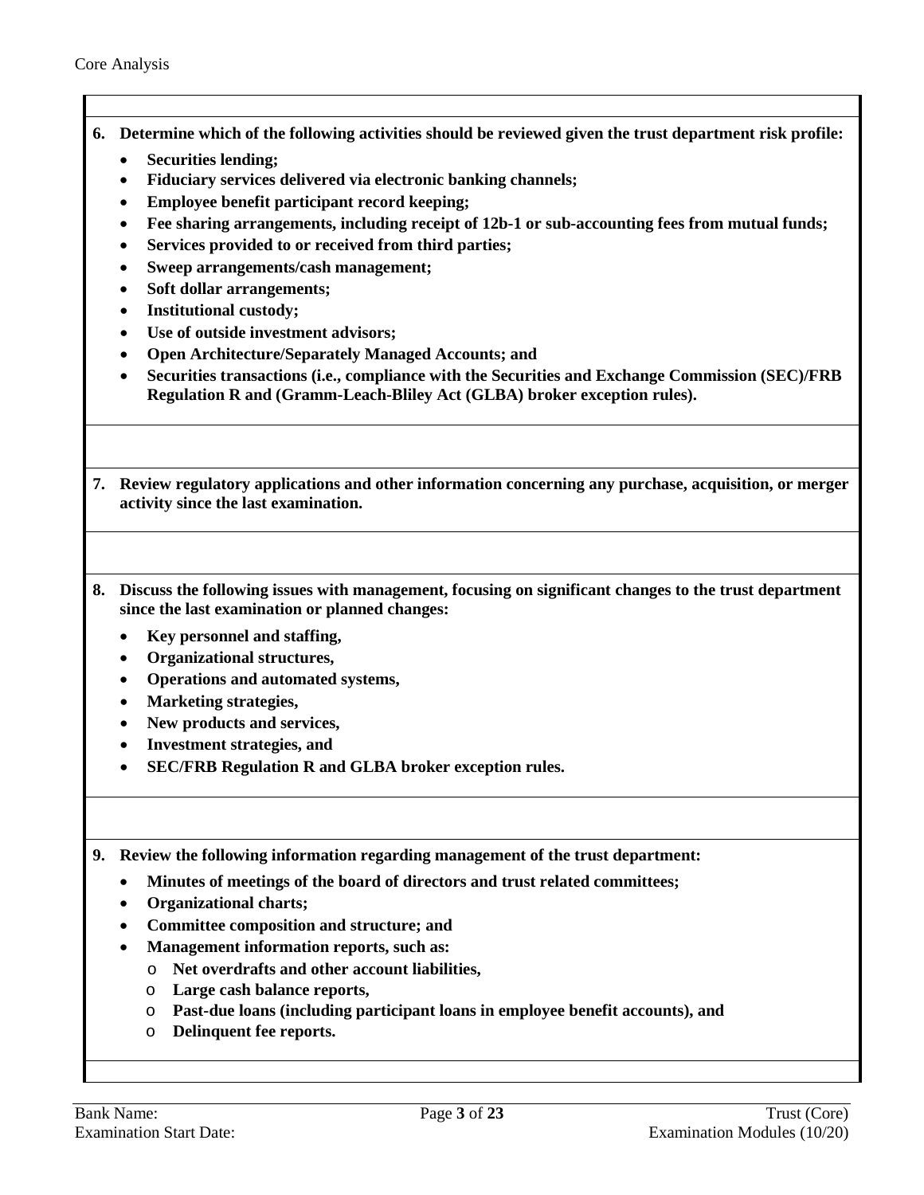**6. Determine which of the following activities should be reviewed given the trust department risk profile:**

- **Securities lending;**
- **Fiduciary services delivered via electronic banking channels;**
- **Employee benefit participant record keeping;**
- **Fee sharing arrangements, including receipt of 12b-1 or sub-accounting fees from mutual funds;**
- **Services provided to or received from third parties;**
- **Sweep arrangements/cash management;**
- **Soft dollar arrangements;**
- **Institutional custody;**
- **Use of outside investment advisors;**
- **Open Architecture/Separately Managed Accounts; and**
- **Securities transactions (i.e., compliance with the Securities and Exchange Commission (SEC)/FRB Regulation R and (Gramm-Leach-Bliley Act (GLBA) broker exception rules).**

**7. Review regulatory applications and other information concerning any purchase, acquisition, or merger activity since the last examination.**

**8. Discuss the following issues with management, focusing on significant changes to the trust department since the last examination or planned changes:**

- **Key personnel and staffing,**
- **Organizational structures,**
- **Operations and automated systems,**
- **Marketing strategies,**
- **New products and services,**
- **Investment strategies, and**
- **SEC/FRB Regulation R and GLBA broker exception rules.**

**9. Review the following information regarding management of the trust department:**

- **Minutes of meetings of the board of directors and trust related committees;**
- **Organizational charts;**
- **Committee composition and structure; and**
- **Management information reports, such as:**
  - **Net overdrafts and other account liabilities,**
  - **Large cash balance reports,**
  - **Past-due loans (including participant loans in employee benefit accounts), and**
  - **Delinquent fee reports.**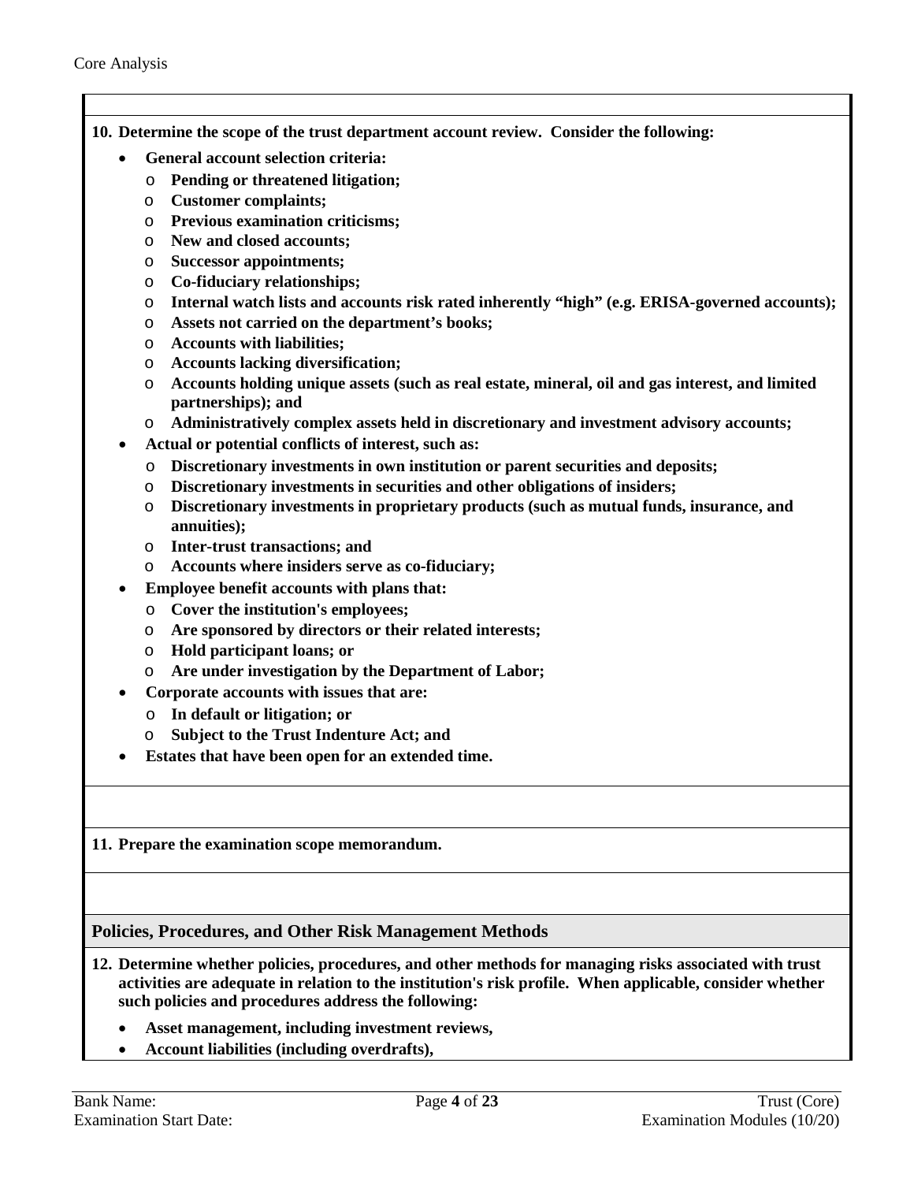**10. Determine the scope of the trust department account review. Consider the following:**

- **General account selection criteria:**
  - **Pending or threatened litigation;**
  - **Customer complaints;**
  - **Previous examination criticisms;**
  - **New and closed accounts;**
  - **Successor appointments;**
  - **Co-fiduciary relationships;**
  - **Internal watch lists and accounts risk rated inherently "high" (e.g. ERISA-governed accounts);**
  - **Assets not carried on the department's books;**
  - **Accounts with liabilities;**
  - **Accounts lacking diversification;**
  - **Accounts holding unique assets (such as real estate, mineral, oil and gas interest, and limited partnerships); and**
  - **Administratively complex assets held in discretionary and investment advisory accounts;**
- **Actual or potential conflicts of interest, such as:**
  - **Discretionary investments in own institution or parent securities and deposits;**
  - **Discretionary investments in securities and other obligations of insiders;**
  - **Discretionary investments in proprietary products (such as mutual funds, insurance, and annuities);**
  - **Inter-trust transactions; and**
  - **Accounts where insiders serve as co-fiduciary;**
- **Employee benefit accounts with plans that:**
  - **Cover the institution's employees;**
  - **Are sponsored by directors or their related interests;**
  - **Hold participant loans; or**
  - **Are under investigation by the Department of Labor;**
- **Corporate accounts with issues that are:**
  - **In default or litigation; or**
  - **Subject to the Trust Indenture Act; and**
- **Estates that have been open for an extended time.**

**11. Prepare the examination scope memorandum.**

## Policies, Procedures, and Other Risk Management Methods

**12. Determine whether policies, procedures, and other methods for managing risks associated with trust activities are adequate in relation to the institution's risk profile. When applicable, consider whether such policies and procedures address the following:**

- **Asset management, including investment reviews,**
- **Account liabilities (including overdrafts),**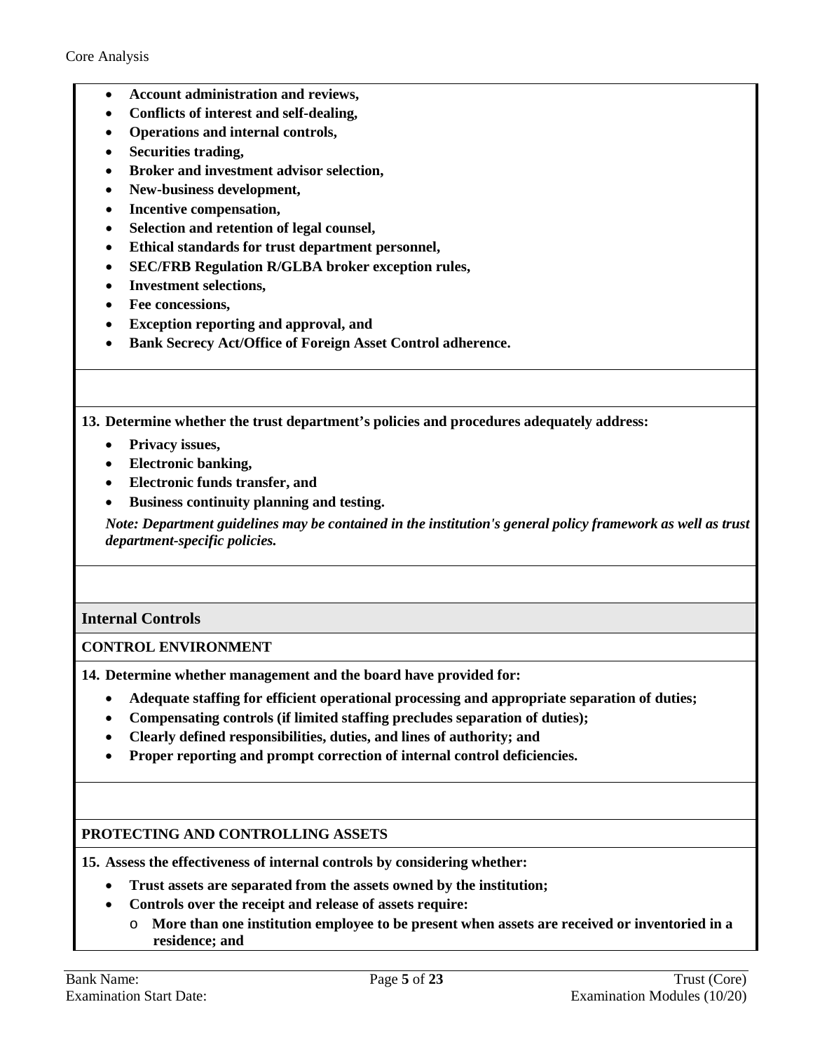- **Account administration and reviews,**
- **Conflicts of interest and self-dealing,**
- **Operations and internal controls,**
- **Securities trading,**
- **Broker and investment advisor selection,**
- **New-business development,**
- **Incentive compensation,**
- **Selection and retention of legal counsel,**
- **Ethical standards for trust department personnel,**
- **SEC/FRB Regulation R/GLBA broker exception rules,**
- **Investment selections,**
- **Fee concessions,**
- **Exception reporting and approval, and**
- **Bank Secrecy Act/Office of Foreign Asset Control adherence.**

**13. Determine whether the trust department's policies and procedures adequately address:**

- **Privacy issues,**
- **Electronic banking,**
- **Electronic funds transfer, and**
- **Business continuity planning and testing.**

***Note: Department guidelines may be contained in the institution's general policy framework as well as trust department-specific policies.***

## Internal Controls

### CONTROL ENVIRONMENT

**14. Determine whether management and the board have provided for:**

- **Adequate staffing for efficient operational processing and appropriate separation of duties;**
- **Compensating controls (if limited staffing precludes separation of duties);**
- **Clearly defined responsibilities, duties, and lines of authority; and**
- **Proper reporting and prompt correction of internal control deficiencies.**

### PROTECTING AND CONTROLLING ASSETS

**15. Assess the effectiveness of internal controls by considering whether:**

- **Trust assets are separated from the assets owned by the institution;**
- **Controls over the receipt and release of assets require:**
  - **More than one institution employee to be present when assets are received or inventoried in a residence; and**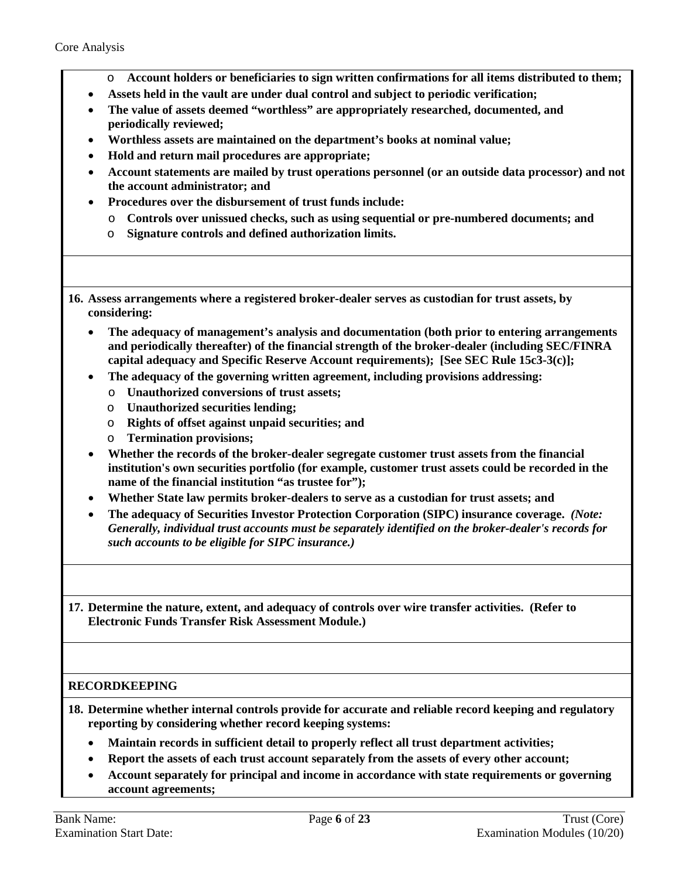- **Account holders or beneficiaries to sign written confirmations for all items distributed to them;**

- **Assets held in the vault are under dual control and subject to periodic verification;**
- **The value of assets deemed "worthless" are appropriately researched, documented, and periodically reviewed;**
- **Worthless assets are maintained on the department's books at nominal value;**
- **Hold and return mail procedures are appropriate;**
- **Account statements are mailed by trust operations personnel (or an outside data processor) and not the account administrator; and**
- **Procedures over the disbursement of trust funds include:**
  - **Controls over unissued checks, such as using sequential or pre-numbered documents; and**
  - **Signature controls and defined authorization limits.**

**16. Assess arrangements where a registered broker-dealer serves as custodian for trust assets, by considering:**

- **The adequacy of management's analysis and documentation (both prior to entering arrangements and periodically thereafter) of the financial strength of the broker-dealer (including SEC/FINRA capital adequacy and Specific Reserve Account requirements); [See SEC Rule 15c3-3(c)];**
- **The adequacy of the governing written agreement, including provisions addressing:**
  - **Unauthorized conversions of trust assets;**
  - **Unauthorized securities lending;**
  - **Rights of offset against unpaid securities; and**
  - **Termination provisions;**
- **Whether the records of the broker-dealer segregate customer trust assets from the financial institution's own securities portfolio (for example, customer trust assets could be recorded in the name of the financial institution "as trustee for");**
- **Whether State law permits broker-dealers to serve as a custodian for trust assets; and**
- **The adequacy of Securities Investor Protection Corporation (SIPC) insurance coverage.** ***(Note: Generally, individual trust accounts must be separately identified on the broker-dealer's records for such accounts to be eligible for SIPC insurance.)***

**17. Determine the nature, extent, and adequacy of controls over wire transfer activities. (Refer to Electronic Funds Transfer Risk Assessment Module.)**

## RECORDKEEPING

**18. Determine whether internal controls provide for accurate and reliable record keeping and regulatory reporting by considering whether record keeping systems:**

- **Maintain records in sufficient detail to properly reflect all trust department activities;**
- **Report the assets of each trust account separately from the assets of every other account;**
- **Account separately for principal and income in accordance with state requirements or governing account agreements;**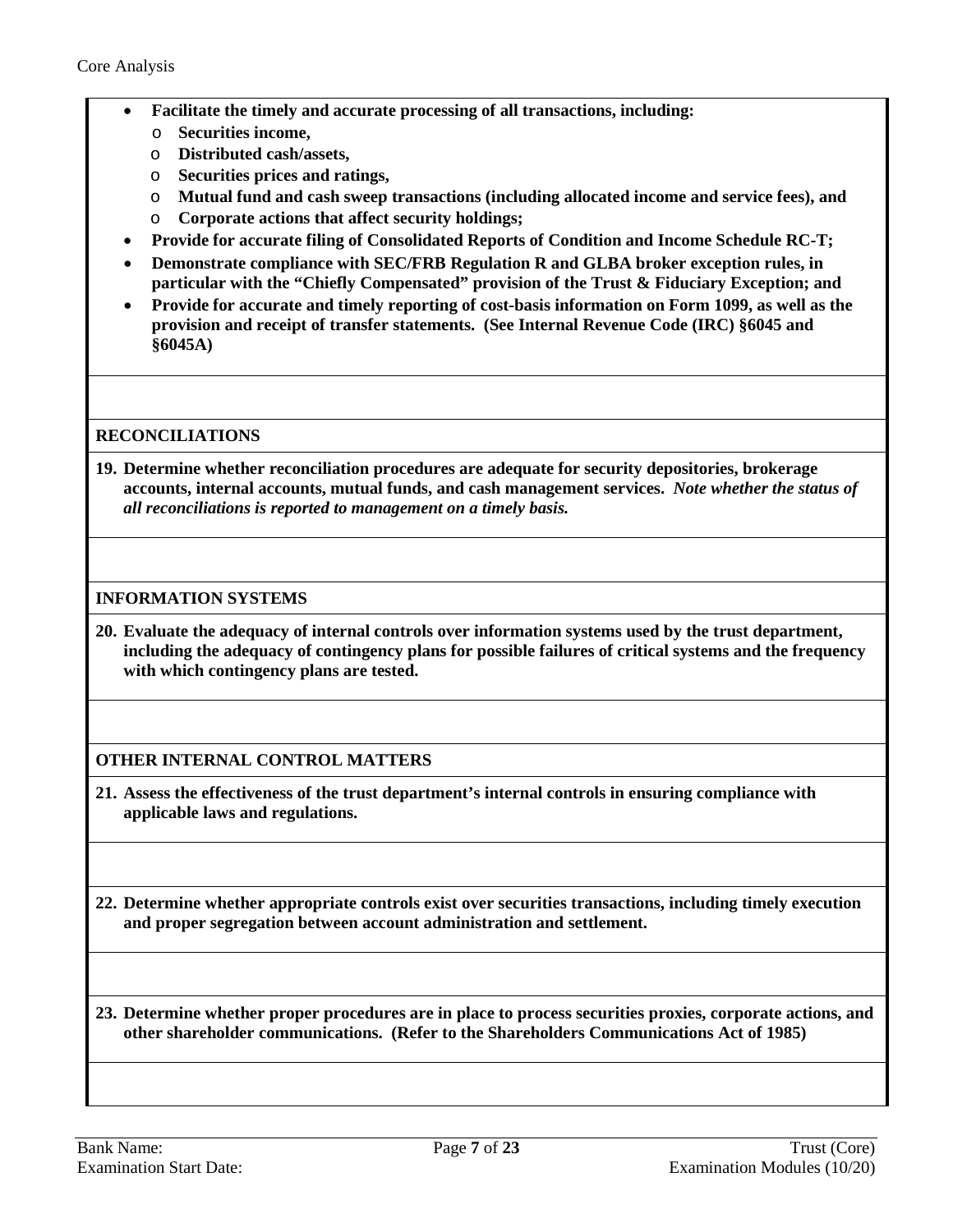- **Facilitate the timely and accurate processing of all transactions, including:**
  - **Securities income,**
  - **Distributed cash/assets,**
  - **Securities prices and ratings,**
  - **Mutual fund and cash sweep transactions (including allocated income and service fees), and**
  - **Corporate actions that affect security holdings;**
- **Provide for accurate filing of Consolidated Reports of Condition and Income Schedule RC-T;**
- **Demonstrate compliance with SEC/FRB Regulation R and GLBA broker exception rules, in particular with the "Chiefly Compensated" provision of the Trust & Fiduciary Exception; and**
- **Provide for accurate and timely reporting of cost-basis information on Form 1099, as well as the provision and receipt of transfer statements. (See Internal Revenue Code (IRC) §6045 and §6045A)**

## RECONCILIATIONS

**19. Determine whether reconciliation procedures are adequate for security depositories, brokerage accounts, internal accounts, mutual funds, and cash management services.** ***Note whether the status of all reconciliations is reported to management on a timely basis.***

## INFORMATION SYSTEMS

**20. Evaluate the adequacy of internal controls over information systems used by the trust department, including the adequacy of contingency plans for possible failures of critical systems and the frequency with which contingency plans are tested.**

## OTHER INTERNAL CONTROL MATTERS

**21. Assess the effectiveness of the trust department's internal controls in ensuring compliance with applicable laws and regulations.**

**22. Determine whether appropriate controls exist over securities transactions, including timely execution and proper segregation between account administration and settlement.**

**23. Determine whether proper procedures are in place to process securities proxies, corporate actions, and other shareholder communications. (Refer to the Shareholders Communications Act of 1985)**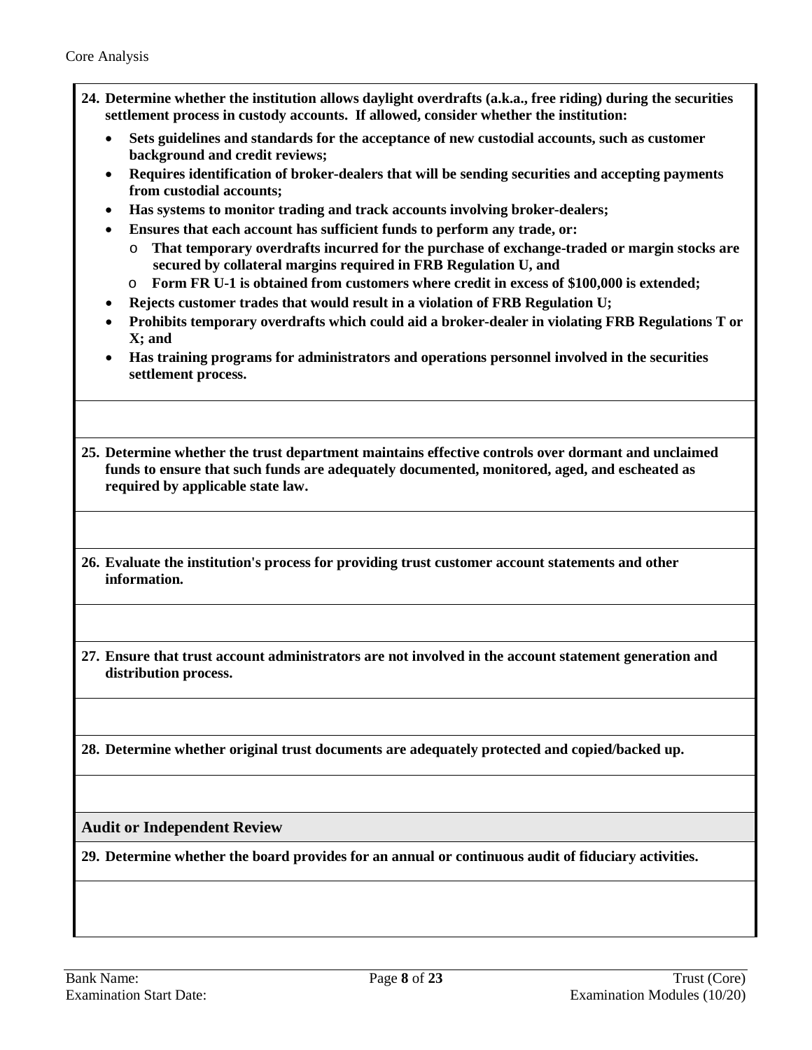**24. Determine whether the institution allows daylight overdrafts (a.k.a., free riding) during the securities settlement process in custody accounts. If allowed, consider whether the institution:**

- **Sets guidelines and standards for the acceptance of new custodial accounts, such as customer background and credit reviews;**
- **Requires identification of broker-dealers that will be sending securities and accepting payments from custodial accounts;**
- **Has systems to monitor trading and track accounts involving broker-dealers;**
- **Ensures that each account has sufficient funds to perform any trade, or:**
  - **That temporary overdrafts incurred for the purchase of exchange-traded or margin stocks are secured by collateral margins required in FRB Regulation U, and**
  - **Form FR U-1 is obtained from customers where credit in excess of $100,000 is extended;**
- **Rejects customer trades that would result in a violation of FRB Regulation U;**
- **Prohibits temporary overdrafts which could aid a broker-dealer in violating FRB Regulations T or X; and**
- **Has training programs for administrators and operations personnel involved in the securities settlement process.**

**25. Determine whether the trust department maintains effective controls over dormant and unclaimed funds to ensure that such funds are adequately documented, monitored, aged, and escheated as required by applicable state law.**

**26. Evaluate the institution's process for providing trust customer account statements and other information.**

**27. Ensure that trust account administrators are not involved in the account statement generation and distribution process.**

**28. Determine whether original trust documents are adequately protected and copied/backed up.**

## Audit or Independent Review

**29. Determine whether the board provides for an annual or continuous audit of fiduciary activities.**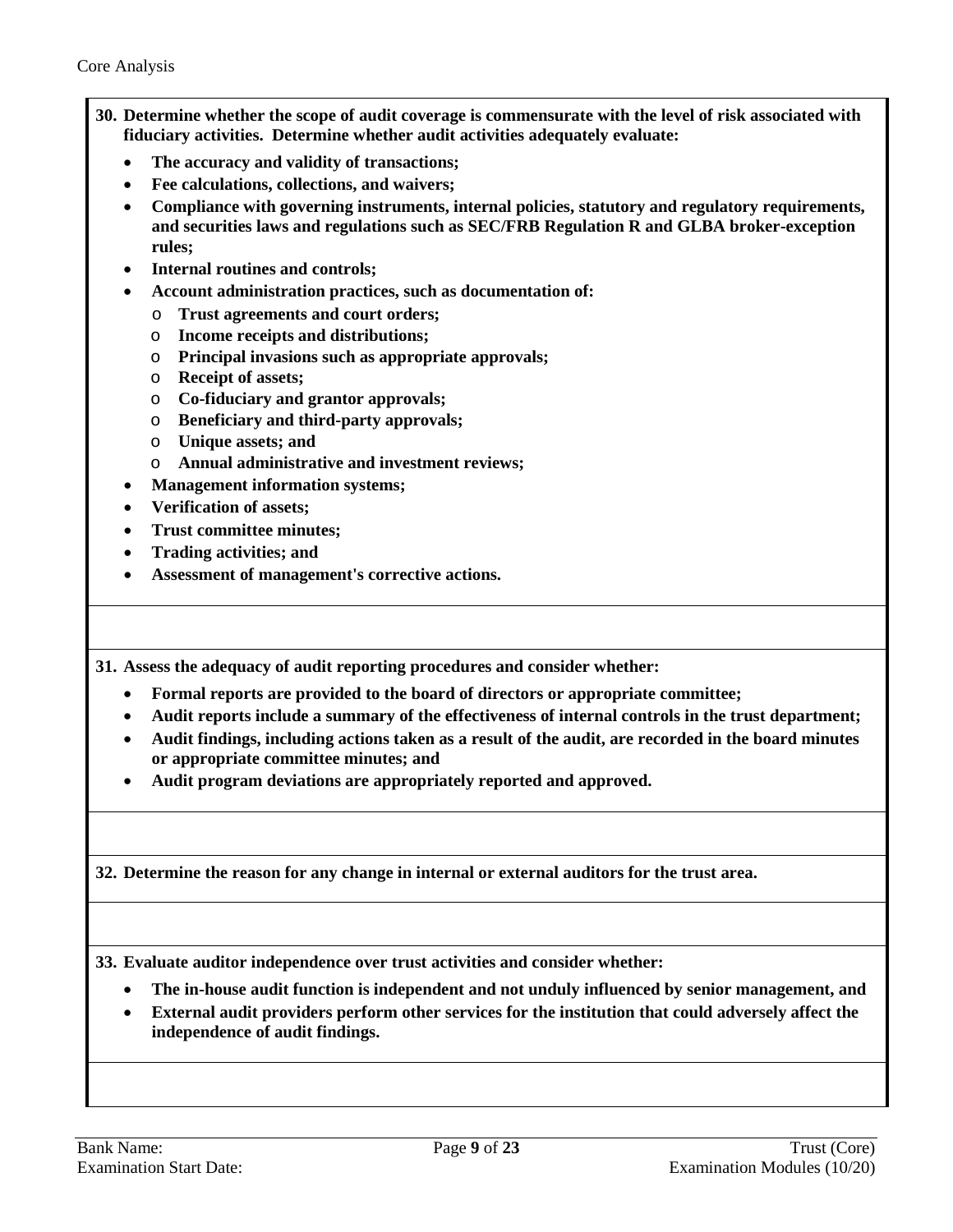**30. Determine whether the scope of audit coverage is commensurate with the level of risk associated with fiduciary activities. Determine whether audit activities adequately evaluate:**

- **The accuracy and validity of transactions;**
- **Fee calculations, collections, and waivers;**
- **Compliance with governing instruments, internal policies, statutory and regulatory requirements, and securities laws and regulations such as SEC/FRB Regulation R and GLBA broker-exception rules;**
- **Internal routines and controls;**
- **Account administration practices, such as documentation of:**
  - **Trust agreements and court orders;**
  - **Income receipts and distributions;**
  - **Principal invasions such as appropriate approvals;**
  - **Receipt of assets;**
  - **Co-fiduciary and grantor approvals;**
  - **Beneficiary and third-party approvals;**
  - **Unique assets; and**
  - **Annual administrative and investment reviews;**
- **Management information systems;**
- **Verification of assets;**
- **Trust committee minutes;**
- **Trading activities; and**
- **Assessment of management's corrective actions.**

**31. Assess the adequacy of audit reporting procedures and consider whether:**

- **Formal reports are provided to the board of directors or appropriate committee;**
- **Audit reports include a summary of the effectiveness of internal controls in the trust department;**
- **Audit findings, including actions taken as a result of the audit, are recorded in the board minutes or appropriate committee minutes; and**
- **Audit program deviations are appropriately reported and approved.**

**32. Determine the reason for any change in internal or external auditors for the trust area.**

**33. Evaluate auditor independence over trust activities and consider whether:**

- **The in-house audit function is independent and not unduly influenced by senior management, and**
- **External audit providers perform other services for the institution that could adversely affect the independence of audit findings.**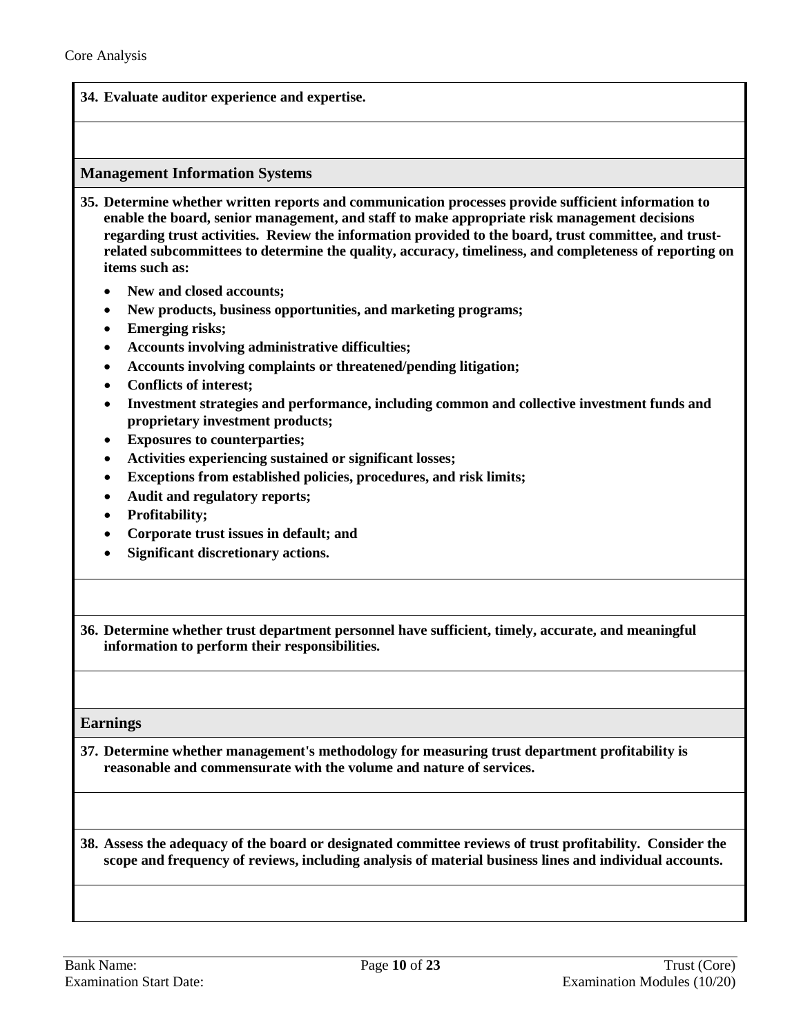**34. Evaluate auditor experience and expertise.**

## Management Information Systems

**35. Determine whether written reports and communication processes provide sufficient information to enable the board, senior management, and staff to make appropriate risk management decisions regarding trust activities. Review the information provided to the board, trust committee, and trust-related subcommittees to determine the quality, accuracy, timeliness, and completeness of reporting on items such as:**

- **New and closed accounts;**
- **New products, business opportunities, and marketing programs;**
- **Emerging risks;**
- **Accounts involving administrative difficulties;**
- **Accounts involving complaints or threatened/pending litigation;**
- **Conflicts of interest;**
- **Investment strategies and performance, including common and collective investment funds and proprietary investment products;**
- **Exposures to counterparties;**
- **Activities experiencing sustained or significant losses;**
- **Exceptions from established policies, procedures, and risk limits;**
- **Audit and regulatory reports;**
- **Profitability;**
- **Corporate trust issues in default; and**
- **Significant discretionary actions.**

**36. Determine whether trust department personnel have sufficient, timely, accurate, and meaningful information to perform their responsibilities.**

## Earnings

**37. Determine whether management's methodology for measuring trust department profitability is reasonable and commensurate with the volume and nature of services.**

**38. Assess the adequacy of the board or designated committee reviews of trust profitability. Consider the scope and frequency of reviews, including analysis of material business lines and individual accounts.**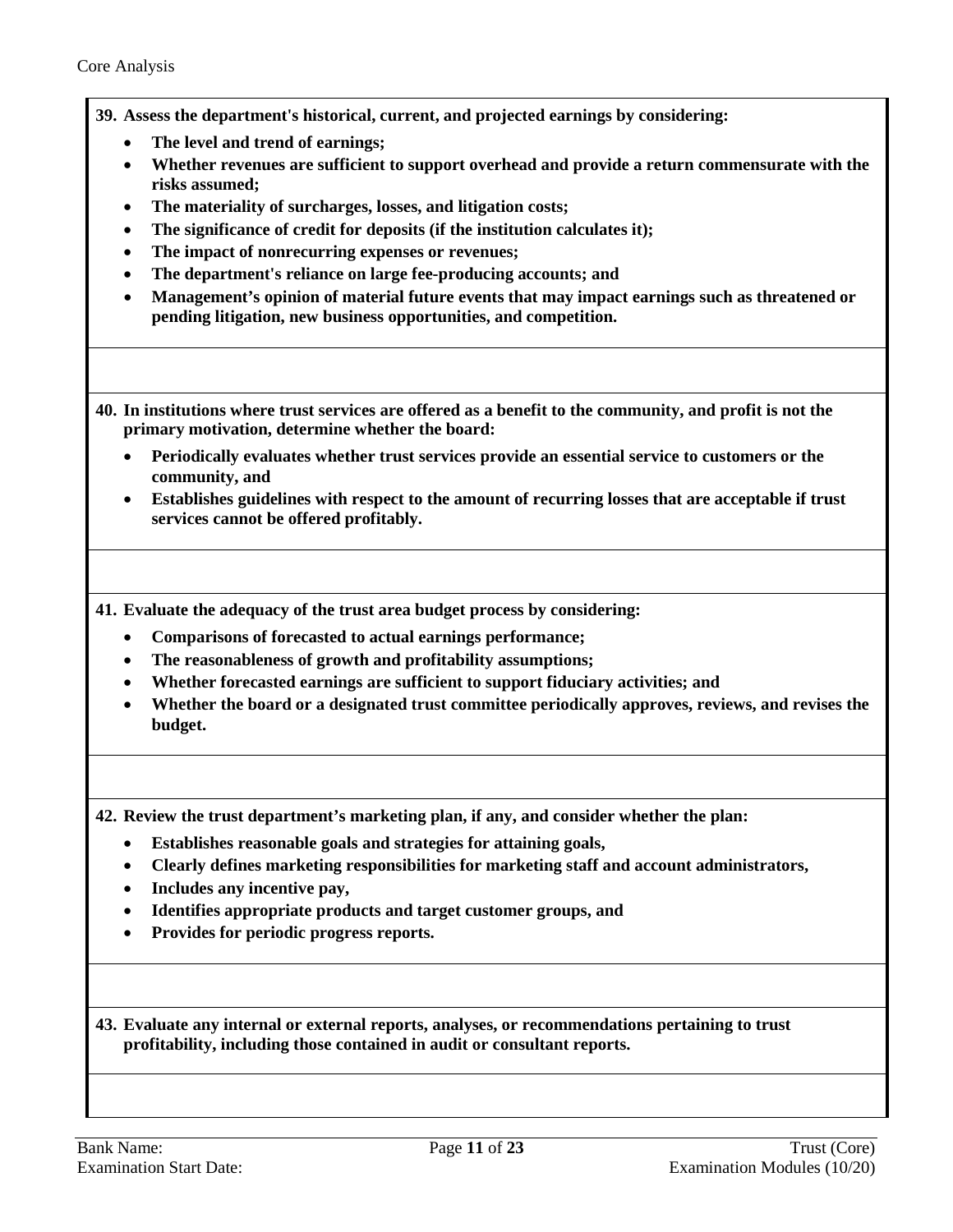**39. Assess the department's historical, current, and projected earnings by considering:**

- **The level and trend of earnings;**
- **Whether revenues are sufficient to support overhead and provide a return commensurate with the risks assumed;**
- **The materiality of surcharges, losses, and litigation costs;**
- **The significance of credit for deposits (if the institution calculates it);**
- **The impact of nonrecurring expenses or revenues;**
- **The department's reliance on large fee-producing accounts; and**
- **Management's opinion of material future events that may impact earnings such as threatened or pending litigation, new business opportunities, and competition.**

**40. In institutions where trust services are offered as a benefit to the community, and profit is not the primary motivation, determine whether the board:**

- **Periodically evaluates whether trust services provide an essential service to customers or the community, and**
- **Establishes guidelines with respect to the amount of recurring losses that are acceptable if trust services cannot be offered profitably.**

**41. Evaluate the adequacy of the trust area budget process by considering:**

- **Comparisons of forecasted to actual earnings performance;**
- **The reasonableness of growth and profitability assumptions;**
- **Whether forecasted earnings are sufficient to support fiduciary activities; and**
- **Whether the board or a designated trust committee periodically approves, reviews, and revises the budget.**

**42. Review the trust department's marketing plan, if any, and consider whether the plan:**

- **Establishes reasonable goals and strategies for attaining goals,**
- **Clearly defines marketing responsibilities for marketing staff and account administrators,**
- **Includes any incentive pay,**
- **Identifies appropriate products and target customer groups, and**
- **Provides for periodic progress reports.**

**43. Evaluate any internal or external reports, analyses, or recommendations pertaining to trust profitability, including those contained in audit or consultant reports.**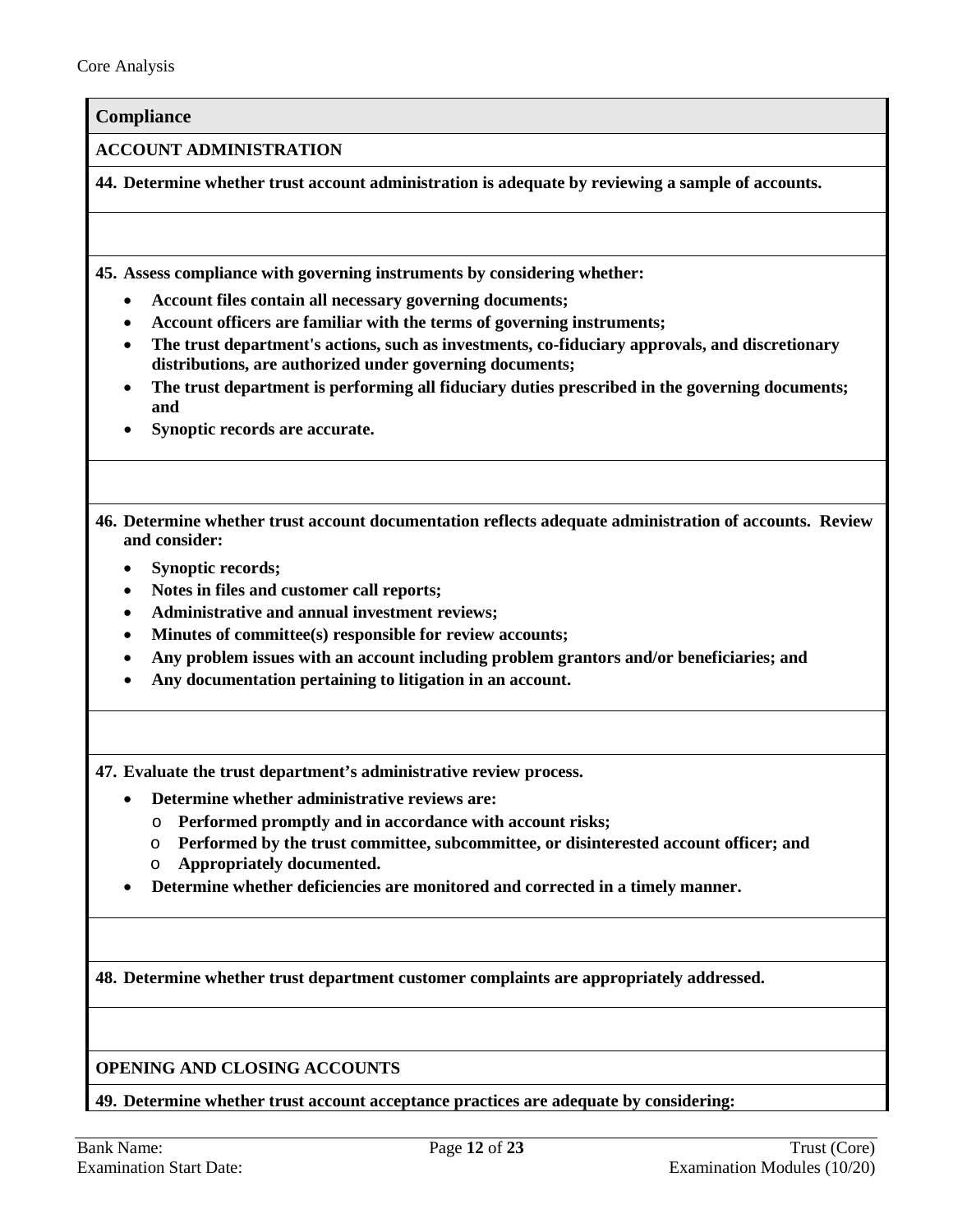## Compliance

**ACCOUNT ADMINISTRATION**

**44. Determine whether trust account administration is adequate by reviewing a sample of accounts.**

**45. Assess compliance with governing instruments by considering whether:**

- **Account files contain all necessary governing documents;**
- **Account officers are familiar with the terms of governing instruments;**
- **The trust department's actions, such as investments, co-fiduciary approvals, and discretionary distributions, are authorized under governing documents;**
- **The trust department is performing all fiduciary duties prescribed in the governing documents; and**
- **Synoptic records are accurate.**

**46. Determine whether trust account documentation reflects adequate administration of accounts. Review and consider:**

- **Synoptic records;**
- **Notes in files and customer call reports;**
- **Administrative and annual investment reviews;**
- **Minutes of committee(s) responsible for review accounts;**
- **Any problem issues with an account including problem grantors and/or beneficiaries; and**
- **Any documentation pertaining to litigation in an account.**

**47. Evaluate the trust department's administrative review process.**

- **Determine whether administrative reviews are:**
  - **Performed promptly and in accordance with account risks;**
  - **Performed by the trust committee, subcommittee, or disinterested account officer; and**
  - **Appropriately documented.**
- **Determine whether deficiencies are monitored and corrected in a timely manner.**

**48. Determine whether trust department customer complaints are appropriately addressed.**

**OPENING AND CLOSING ACCOUNTS**

**49. Determine whether trust account acceptance practices are adequate by considering:**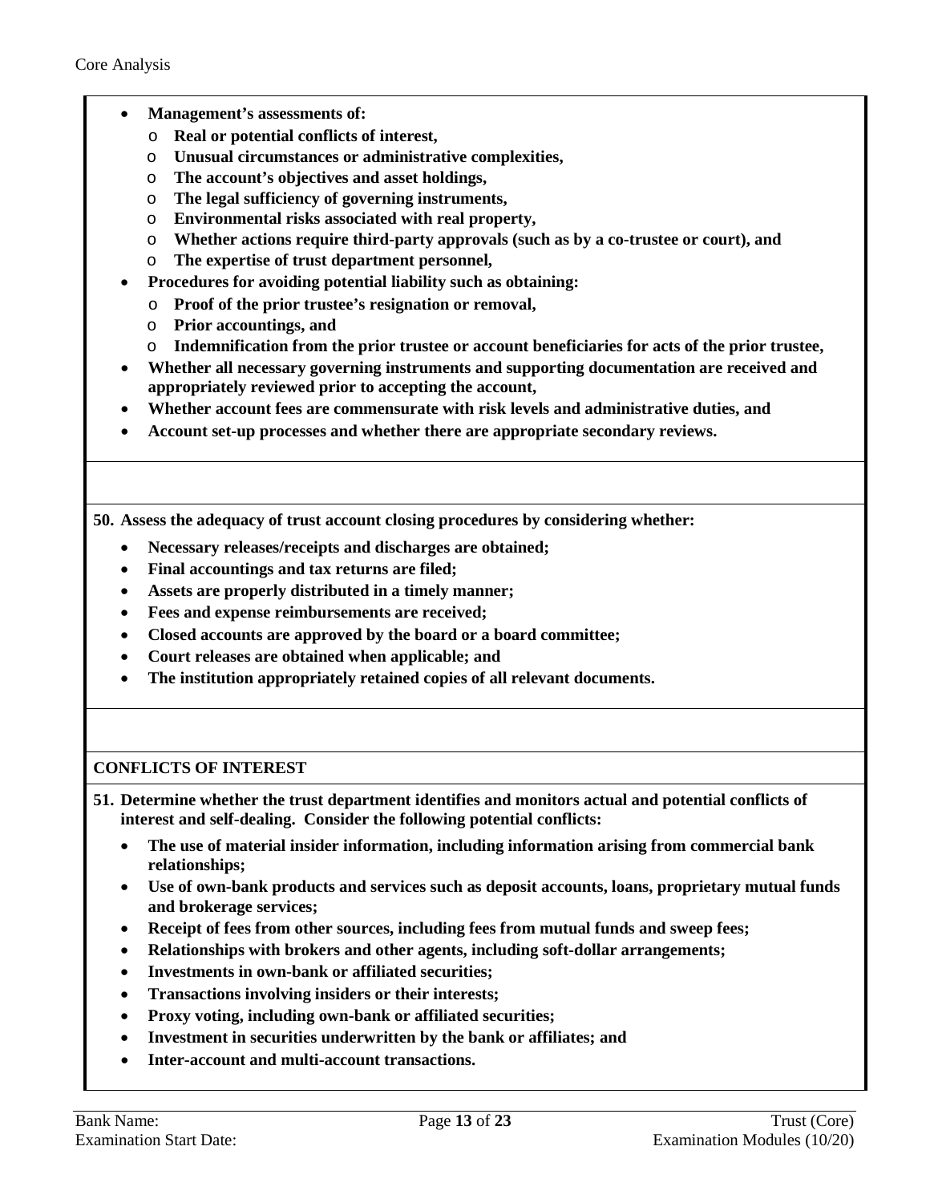- **Management's assessments of:**
  - **Real or potential conflicts of interest,**
  - **Unusual circumstances or administrative complexities,**
  - **The account's objectives and asset holdings,**
  - **The legal sufficiency of governing instruments,**
  - **Environmental risks associated with real property,**
  - **Whether actions require third-party approvals (such as by a co-trustee or court), and**
  - **The expertise of trust department personnel,**
- **Procedures for avoiding potential liability such as obtaining:**
  - **Proof of the prior trustee's resignation or removal,**
  - **Prior accountings, and**
  - **Indemnification from the prior trustee or account beneficiaries for acts of the prior trustee,**
- **Whether all necessary governing instruments and supporting documentation are received and appropriately reviewed prior to accepting the account,**
- **Whether account fees are commensurate with risk levels and administrative duties, and**
- **Account set-up processes and whether there are appropriate secondary reviews.**

**50. Assess the adequacy of trust account closing procedures by considering whether:**

- **Necessary releases/receipts and discharges are obtained;**
- **Final accountings and tax returns are filed;**
- **Assets are properly distributed in a timely manner;**
- **Fees and expense reimbursements are received;**
- **Closed accounts are approved by the board or a board committee;**
- **Court releases are obtained when applicable; and**
- **The institution appropriately retained copies of all relevant documents.**

## CONFLICTS OF INTEREST

**51. Determine whether the trust department identifies and monitors actual and potential conflicts of interest and self-dealing. Consider the following potential conflicts:**

- **The use of material insider information, including information arising from commercial bank relationships;**
- **Use of own-bank products and services such as deposit accounts, loans, proprietary mutual funds and brokerage services;**
- **Receipt of fees from other sources, including fees from mutual funds and sweep fees;**
- **Relationships with brokers and other agents, including soft-dollar arrangements;**
- **Investments in own-bank or affiliated securities;**
- **Transactions involving insiders or their interests;**
- **Proxy voting, including own-bank or affiliated securities;**
- **Investment in securities underwritten by the bank or affiliates; and**
- **Inter-account and multi-account transactions.**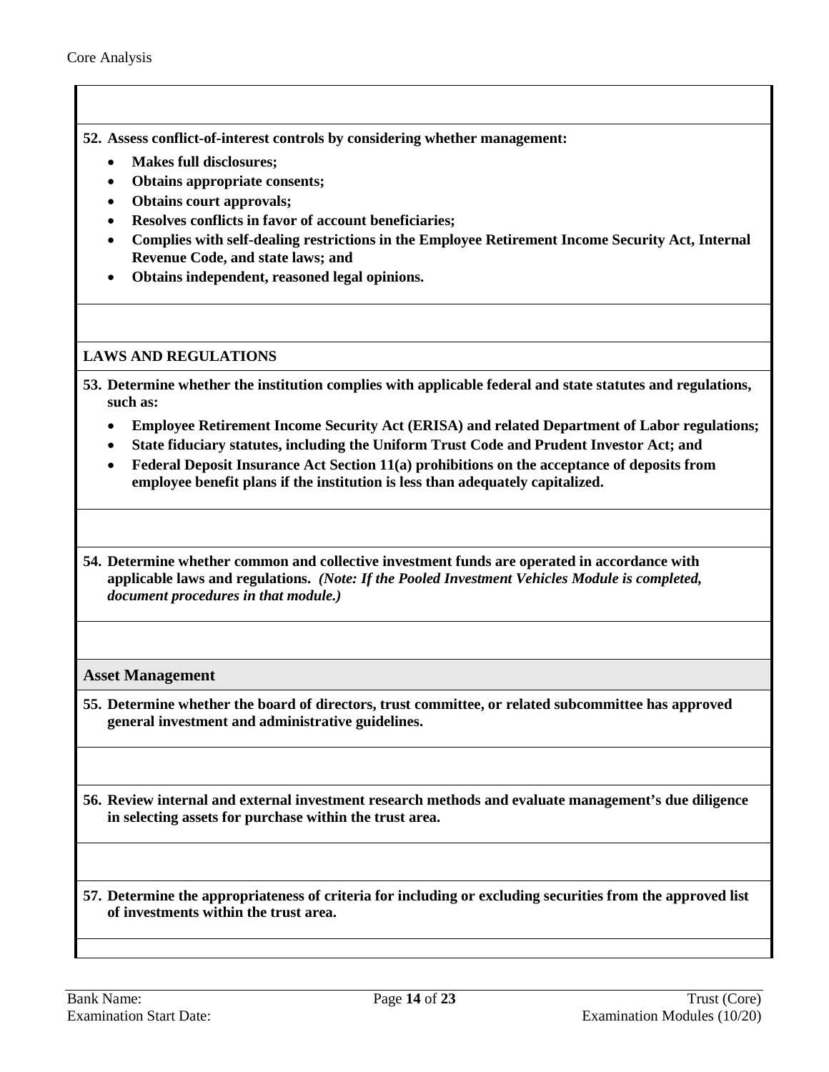**52. Assess conflict-of-interest controls by considering whether management:**

- **Makes full disclosures;**
- **Obtains appropriate consents;**
- **Obtains court approvals;**
- **Resolves conflicts in favor of account beneficiaries;**
- **Complies with self-dealing restrictions in the Employee Retirement Income Security Act, Internal Revenue Code, and state laws; and**
- **Obtains independent, reasoned legal opinions.**

**LAWS AND REGULATIONS**

**53. Determine whether the institution complies with applicable federal and state statutes and regulations, such as:**

- **Employee Retirement Income Security Act (ERISA) and related Department of Labor regulations;**
- **State fiduciary statutes, including the Uniform Trust Code and Prudent Investor Act; and**
- **Federal Deposit Insurance Act Section 11(a) prohibitions on the acceptance of deposits from employee benefit plans if the institution is less than adequately capitalized.**

**54. Determine whether common and collective investment funds are operated in accordance with applicable laws and regulations.** ***(Note: If the Pooled Investment Vehicles Module is completed, document procedures in that module.)***

**Asset Management**

**55. Determine whether the board of directors, trust committee, or related subcommittee has approved general investment and administrative guidelines.**

**56. Review internal and external investment research methods and evaluate management's due diligence in selecting assets for purchase within the trust area.**

**57. Determine the appropriateness of criteria for including or excluding securities from the approved list of investments within the trust area.**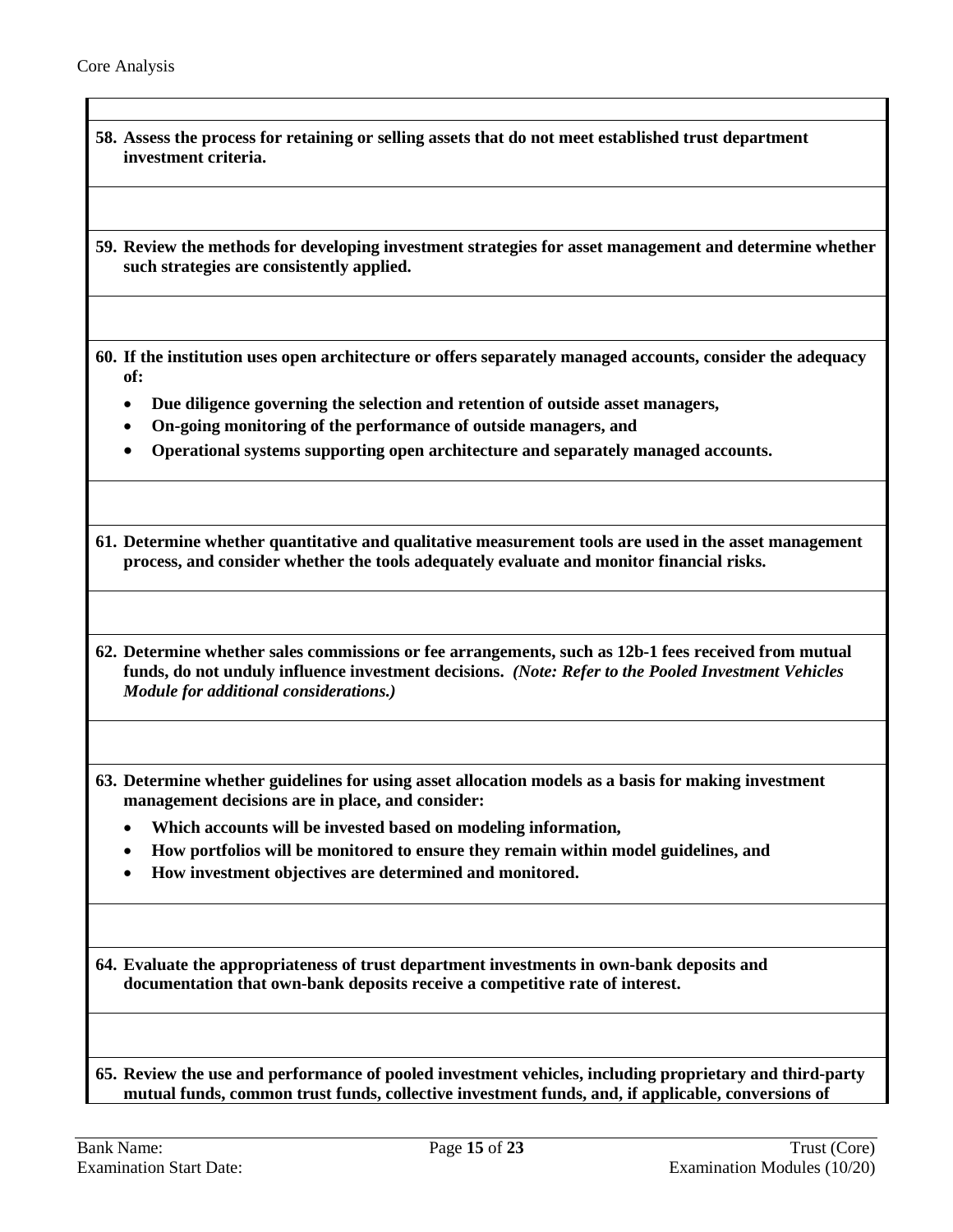**58. Assess the process for retaining or selling assets that do not meet established trust department investment criteria.**

**59. Review the methods for developing investment strategies for asset management and determine whether such strategies are consistently applied.**

**60. If the institution uses open architecture or offers separately managed accounts, consider the adequacy of:**

- **Due diligence governing the selection and retention of outside asset managers,**
- **On-going monitoring of the performance of outside managers, and**
- **Operational systems supporting open architecture and separately managed accounts.**

**61. Determine whether quantitative and qualitative measurement tools are used in the asset management process, and consider whether the tools adequately evaluate and monitor financial risks.**

**62. Determine whether sales commissions or fee arrangements, such as 12b-1 fees received from mutual funds, do not unduly influence investment decisions.** ***(Note: Refer to the Pooled Investment Vehicles Module for additional considerations.)***

**63. Determine whether guidelines for using asset allocation models as a basis for making investment management decisions are in place, and consider:**

- **Which accounts will be invested based on modeling information,**
- **How portfolios will be monitored to ensure they remain within model guidelines, and**
- **How investment objectives are determined and monitored.**

**64. Evaluate the appropriateness of trust department investments in own-bank deposits and documentation that own-bank deposits receive a competitive rate of interest.**

**65. Review the use and performance of pooled investment vehicles, including proprietary and third-party mutual funds, common trust funds, collective investment funds, and, if applicable, conversions of**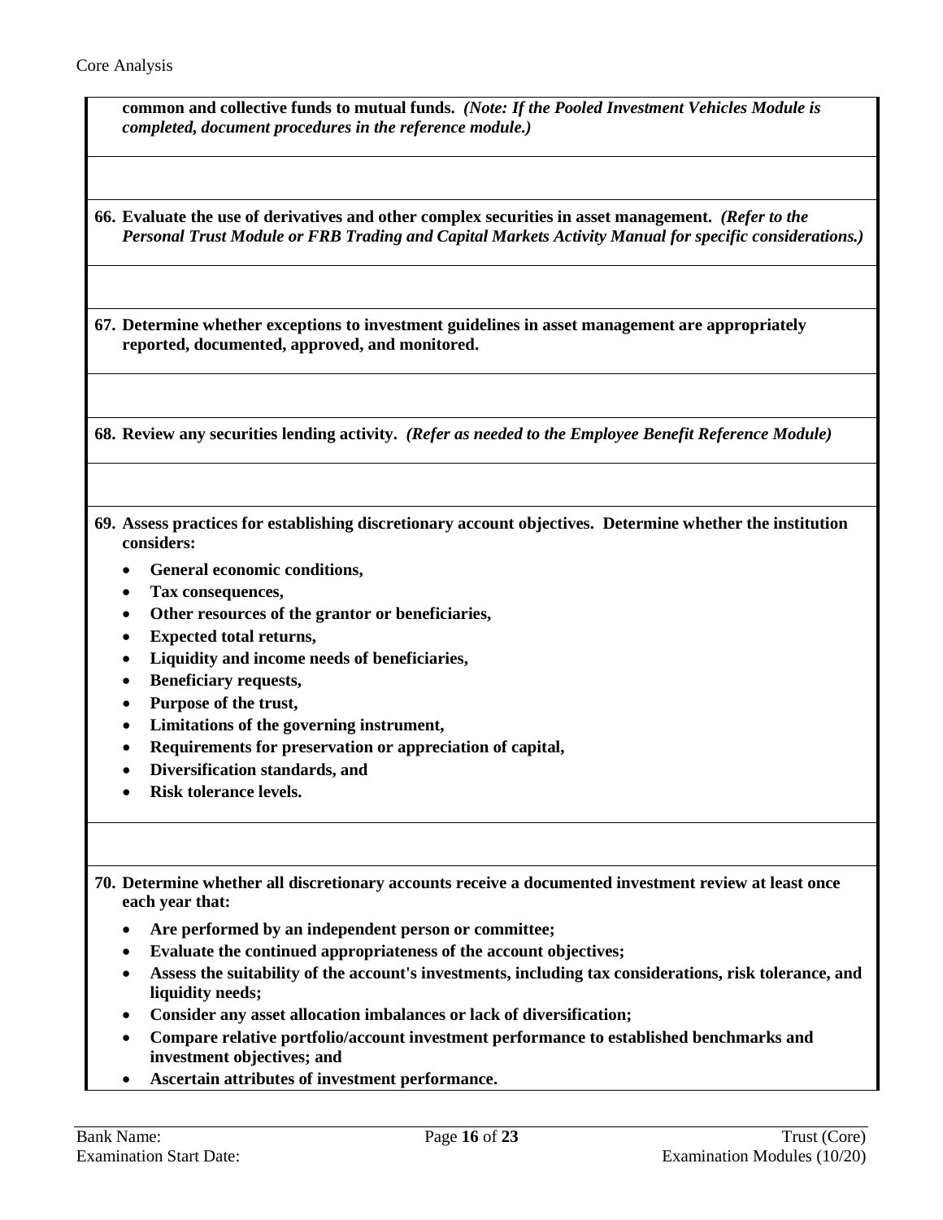**common and collective funds to mutual funds.** ***(Note: If the Pooled Investment Vehicles Module is completed, document procedures in the reference module.)***

**66. Evaluate the use of derivatives and other complex securities in asset management.** ***(Refer to the Personal Trust Module or FRB Trading and Capital Markets Activity Manual for specific considerations.)***

**67. Determine whether exceptions to investment guidelines in asset management are appropriately reported, documented, approved, and monitored.**

**68. Review any securities lending activity.** ***(Refer as needed to the Employee Benefit Reference Module)***

**69. Assess practices for establishing discretionary account objectives. Determine whether the institution considers:**

- **General economic conditions,**
- **Tax consequences,**
- **Other resources of the grantor or beneficiaries,**
- **Expected total returns,**
- **Liquidity and income needs of beneficiaries,**
- **Beneficiary requests,**
- **Purpose of the trust,**
- **Limitations of the governing instrument,**
- **Requirements for preservation or appreciation of capital,**
- **Diversification standards, and**
- **Risk tolerance levels.**

**70. Determine whether all discretionary accounts receive a documented investment review at least once each year that:**

- **Are performed by an independent person or committee;**
- **Evaluate the continued appropriateness of the account objectives;**
- **Assess the suitability of the account's investments, including tax considerations, risk tolerance, and liquidity needs;**
- **Consider any asset allocation imbalances or lack of diversification;**
- **Compare relative portfolio/account investment performance to established benchmarks and investment objectives; and**
- **Ascertain attributes of investment performance.**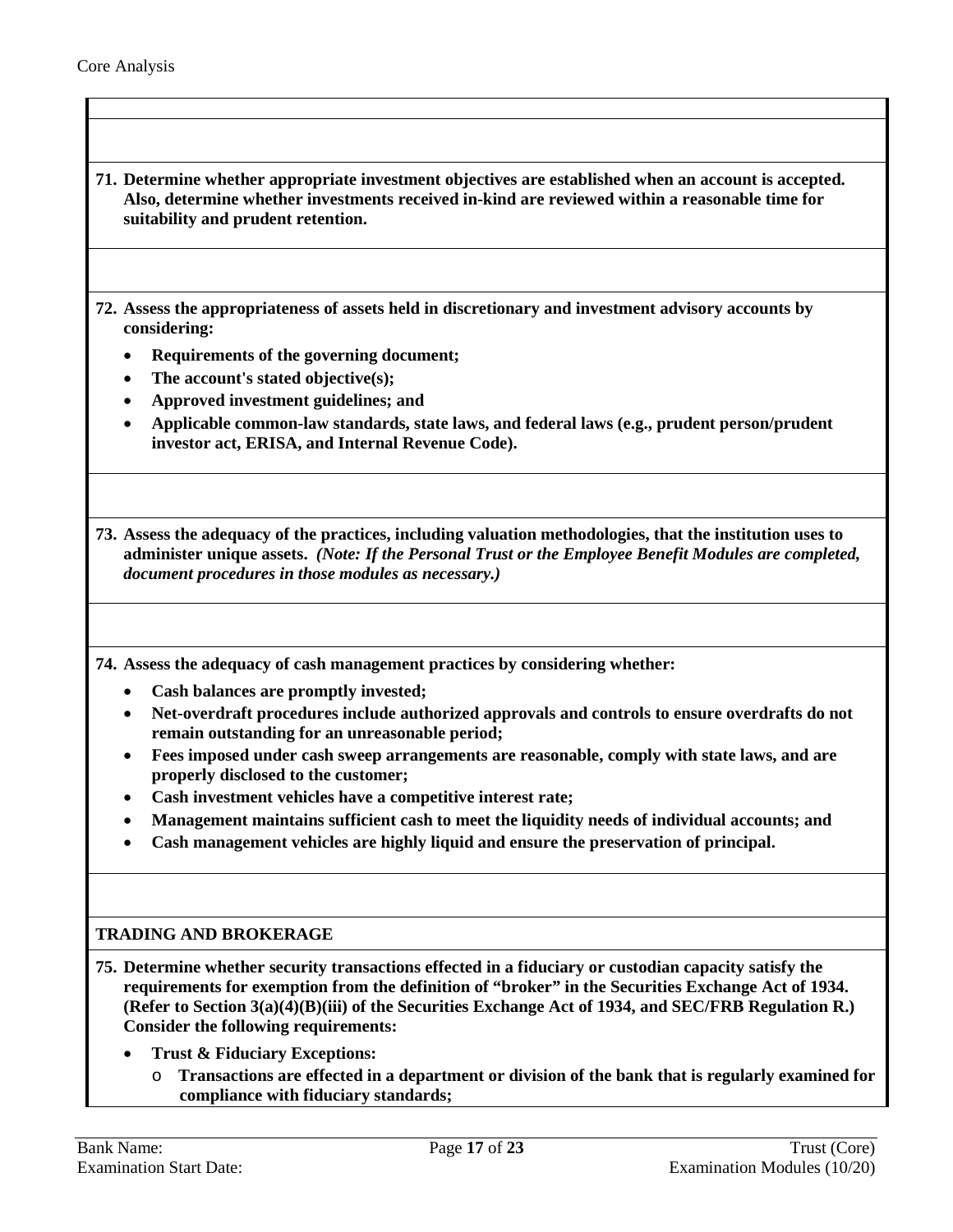**71. Determine whether appropriate investment objectives are established when an account is accepted. Also, determine whether investments received in-kind are reviewed within a reasonable time for suitability and prudent retention.**

**72. Assess the appropriateness of assets held in discretionary and investment advisory accounts by considering:**

- **Requirements of the governing document;**
- **The account's stated objective(s);**
- **Approved investment guidelines; and**
- **Applicable common-law standards, state laws, and federal laws (e.g., prudent person/prudent investor act, ERISA, and Internal Revenue Code).**

**73. Assess the adequacy of the practices, including valuation methodologies, that the institution uses to administer unique assets.** ***(Note: If the Personal Trust or the Employee Benefit Modules are completed, document procedures in those modules as necessary.)***

**74. Assess the adequacy of cash management practices by considering whether:**

- **Cash balances are promptly invested;**
- **Net-overdraft procedures include authorized approvals and controls to ensure overdrafts do not remain outstanding for an unreasonable period;**
- **Fees imposed under cash sweep arrangements are reasonable, comply with state laws, and are properly disclosed to the customer;**
- **Cash investment vehicles have a competitive interest rate;**
- **Management maintains sufficient cash to meet the liquidity needs of individual accounts; and**
- **Cash management vehicles are highly liquid and ensure the preservation of principal.**

**TRADING AND BROKERAGE**

**75. Determine whether security transactions effected in a fiduciary or custodian capacity satisfy the requirements for exemption from the definition of "broker" in the Securities Exchange Act of 1934. (Refer to Section 3(a)(4)(B)(iii) of the Securities Exchange Act of 1934, and SEC/FRB Regulation R.) Consider the following requirements:**

- **Trust & Fiduciary Exceptions:**
  - **Transactions are effected in a department or division of the bank that is regularly examined for compliance with fiduciary standards;**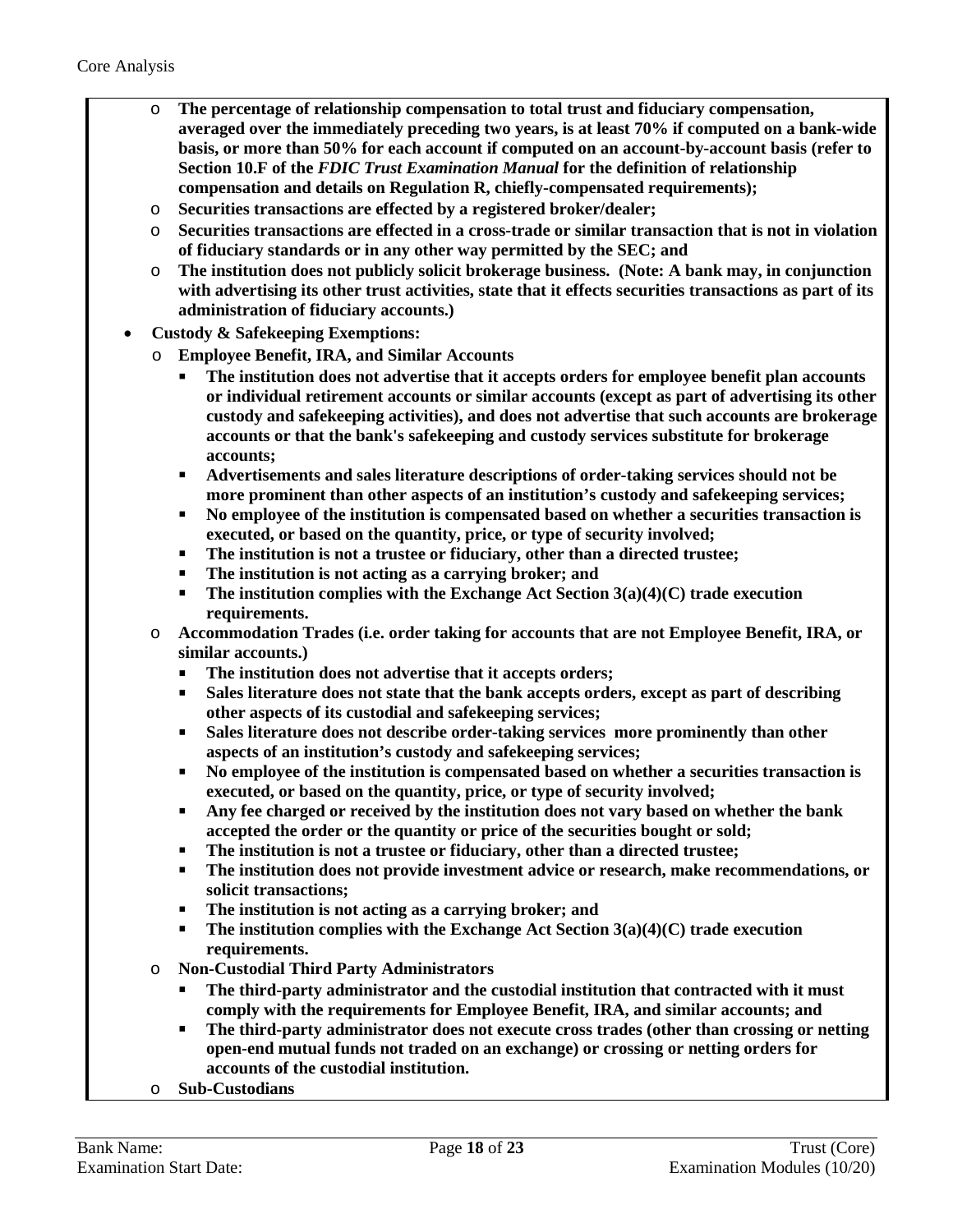- **The percentage of relationship compensation to total trust and fiduciary compensation, averaged over the immediately preceding two years, is at least 70% if computed on a bank-wide basis, or more than 50% for each account if computed on an account-by-account basis (refer to Section 10.F of the *FDIC Trust Examination Manual* for the definition of relationship compensation and details on Regulation R, chiefly-compensated requirements);**
  - **Securities transactions are effected by a registered broker/dealer;**
  - **Securities transactions are effected in a cross-trade or similar transaction that is not in violation of fiduciary standards or in any other way permitted by the SEC; and**
  - **The institution does not publicly solicit brokerage business. (Note: A bank may, in conjunction with advertising its other trust activities, state that it effects securities transactions as part of its administration of fiduciary accounts.)**
- **Custody & Safekeeping Exemptions:**
  - **Employee Benefit, IRA, and Similar Accounts**
    - **The institution does not advertise that it accepts orders for employee benefit plan accounts or individual retirement accounts or similar accounts (except as part of advertising its other custody and safekeeping activities), and does not advertise that such accounts are brokerage accounts or that the bank's safekeeping and custody services substitute for brokerage accounts;**
    - **Advertisements and sales literature descriptions of order-taking services should not be more prominent than other aspects of an institution's custody and safekeeping services;**
    - **No employee of the institution is compensated based on whether a securities transaction is executed, or based on the quantity, price, or type of security involved;**
    - **The institution is not a trustee or fiduciary, other than a directed trustee;**
    - **The institution is not acting as a carrying broker; and**
    - **The institution complies with the Exchange Act Section 3(a)(4)(C) trade execution requirements.**
  - **Accommodation Trades (i.e. order taking for accounts that are not Employee Benefit, IRA, or similar accounts.)**
    - **The institution does not advertise that it accepts orders;**
    - **Sales literature does not state that the bank accepts orders, except as part of describing other aspects of its custodial and safekeeping services;**
    - **Sales literature does not describe order-taking services more prominently than other aspects of an institution's custody and safekeeping services;**
    - **No employee of the institution is compensated based on whether a securities transaction is executed, or based on the quantity, price, or type of security involved;**
    - **Any fee charged or received by the institution does not vary based on whether the bank accepted the order or the quantity or price of the securities bought or sold;**
    - **The institution is not a trustee or fiduciary, other than a directed trustee;**
    - **The institution does not provide investment advice or research, make recommendations, or solicit transactions;**
    - **The institution is not acting as a carrying broker; and**
    - **The institution complies with the Exchange Act Section 3(a)(4)(C) trade execution requirements.**
  - **Non-Custodial Third Party Administrators**
    - **The third-party administrator and the custodial institution that contracted with it must comply with the requirements for Employee Benefit, IRA, and similar accounts; and**
    - **The third-party administrator does not execute cross trades (other than crossing or netting open-end mutual funds not traded on an exchange) or crossing or netting orders for accounts of the custodial institution.**
  - **Sub-Custodians**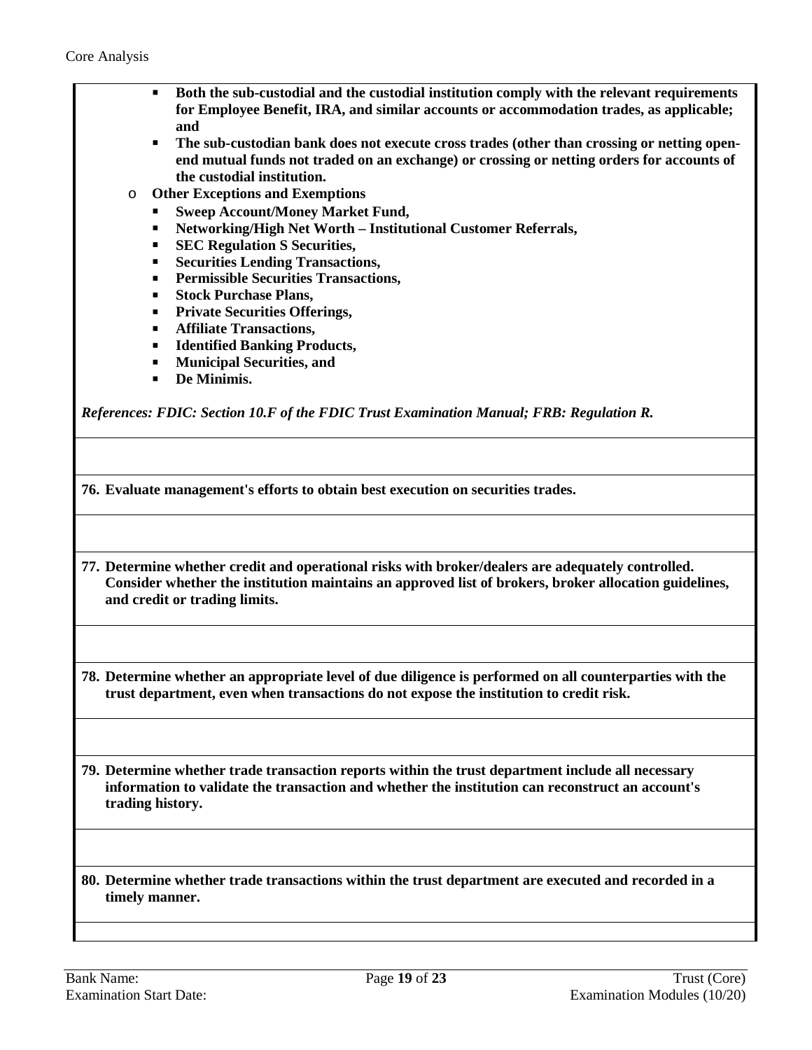- **Both the sub-custodial and the custodial institution comply with the relevant requirements for Employee Benefit, IRA, and similar accounts or accommodation trades, as applicable; and**
- **The sub-custodian bank does not execute cross trades (other than crossing or netting open-end mutual funds not traded on an exchange) or crossing or netting orders for accounts of the custodial institution.**

- **Other Exceptions and Exemptions**
  - **Sweep Account/Money Market Fund,**
  - **Networking/High Net Worth – Institutional Customer Referrals,**
  - **SEC Regulation S Securities,**
  - **Securities Lending Transactions,**
  - **Permissible Securities Transactions,**
  - **Stock Purchase Plans,**
  - **Private Securities Offerings,**
  - **Affiliate Transactions,**
  - **Identified Banking Products,**
  - **Municipal Securities, and**
  - **De Minimis.**

***References: FDIC: Section 10.F of the FDIC Trust Examination Manual; FRB: Regulation R.***

**76. Evaluate management's efforts to obtain best execution on securities trades.**

**77. Determine whether credit and operational risks with broker/dealers are adequately controlled. Consider whether the institution maintains an approved list of brokers, broker allocation guidelines, and credit or trading limits.**

**78. Determine whether an appropriate level of due diligence is performed on all counterparties with the trust department, even when transactions do not expose the institution to credit risk.**

**79. Determine whether trade transaction reports within the trust department include all necessary information to validate the transaction and whether the institution can reconstruct an account's trading history.**

**80. Determine whether trade transactions within the trust department are executed and recorded in a timely manner.**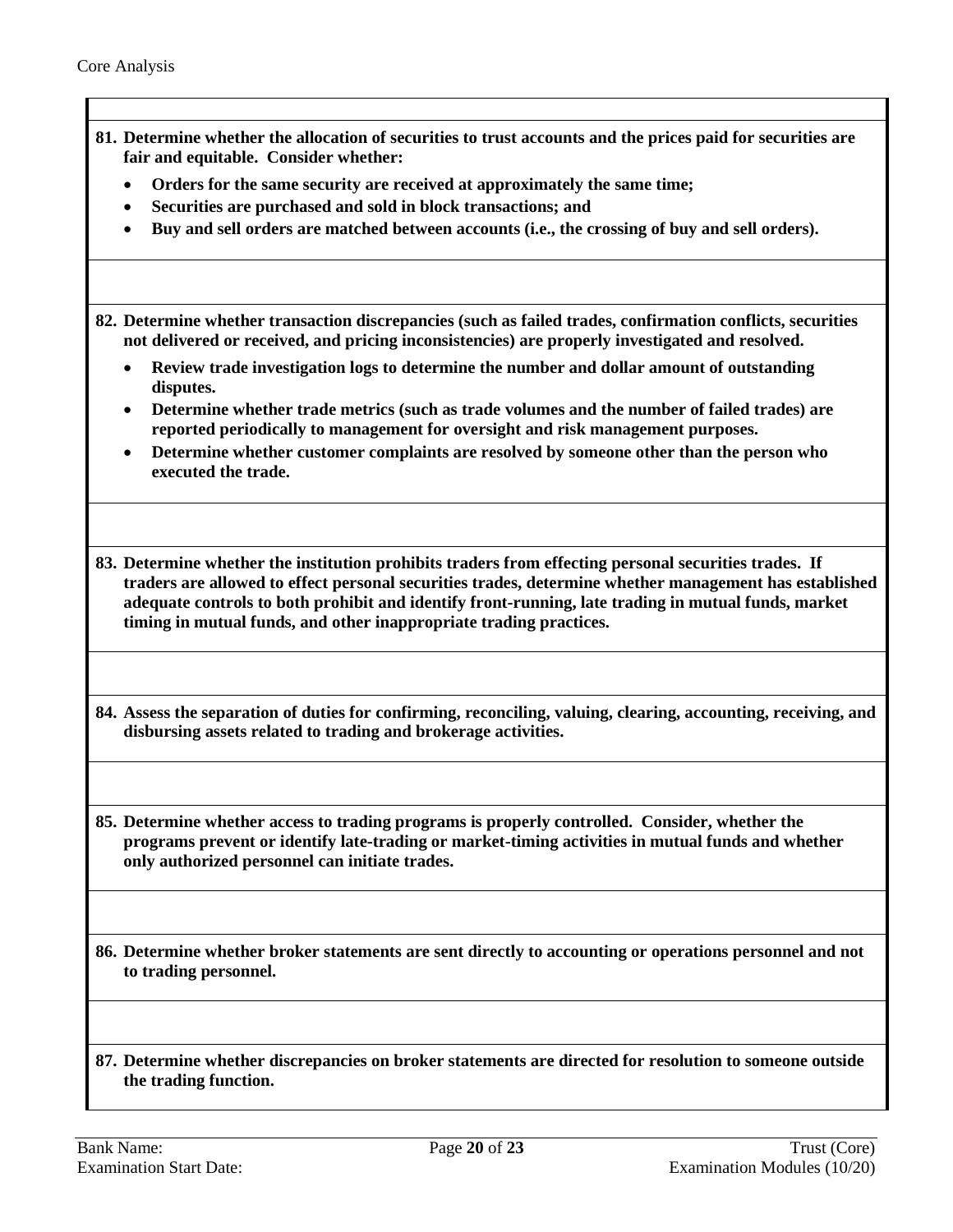**81. Determine whether the allocation of securities to trust accounts and the prices paid for securities are fair and equitable. Consider whether:**

- **Orders for the same security are received at approximately the same time;**
- **Securities are purchased and sold in block transactions; and**
- **Buy and sell orders are matched between accounts (i.e., the crossing of buy and sell orders).**

**82. Determine whether transaction discrepancies (such as failed trades, confirmation conflicts, securities not delivered or received, and pricing inconsistencies) are properly investigated and resolved.**

- **Review trade investigation logs to determine the number and dollar amount of outstanding disputes.**
- **Determine whether trade metrics (such as trade volumes and the number of failed trades) are reported periodically to management for oversight and risk management purposes.**
- **Determine whether customer complaints are resolved by someone other than the person who executed the trade.**

**83. Determine whether the institution prohibits traders from effecting personal securities trades. If traders are allowed to effect personal securities trades, determine whether management has established adequate controls to both prohibit and identify front-running, late trading in mutual funds, market timing in mutual funds, and other inappropriate trading practices.**

**84. Assess the separation of duties for confirming, reconciling, valuing, clearing, accounting, receiving, and disbursing assets related to trading and brokerage activities.**

**85. Determine whether access to trading programs is properly controlled. Consider, whether the programs prevent or identify late-trading or market-timing activities in mutual funds and whether only authorized personnel can initiate trades.**

**86. Determine whether broker statements are sent directly to accounting or operations personnel and not to trading personnel.**

**87. Determine whether discrepancies on broker statements are directed for resolution to someone outside the trading function.**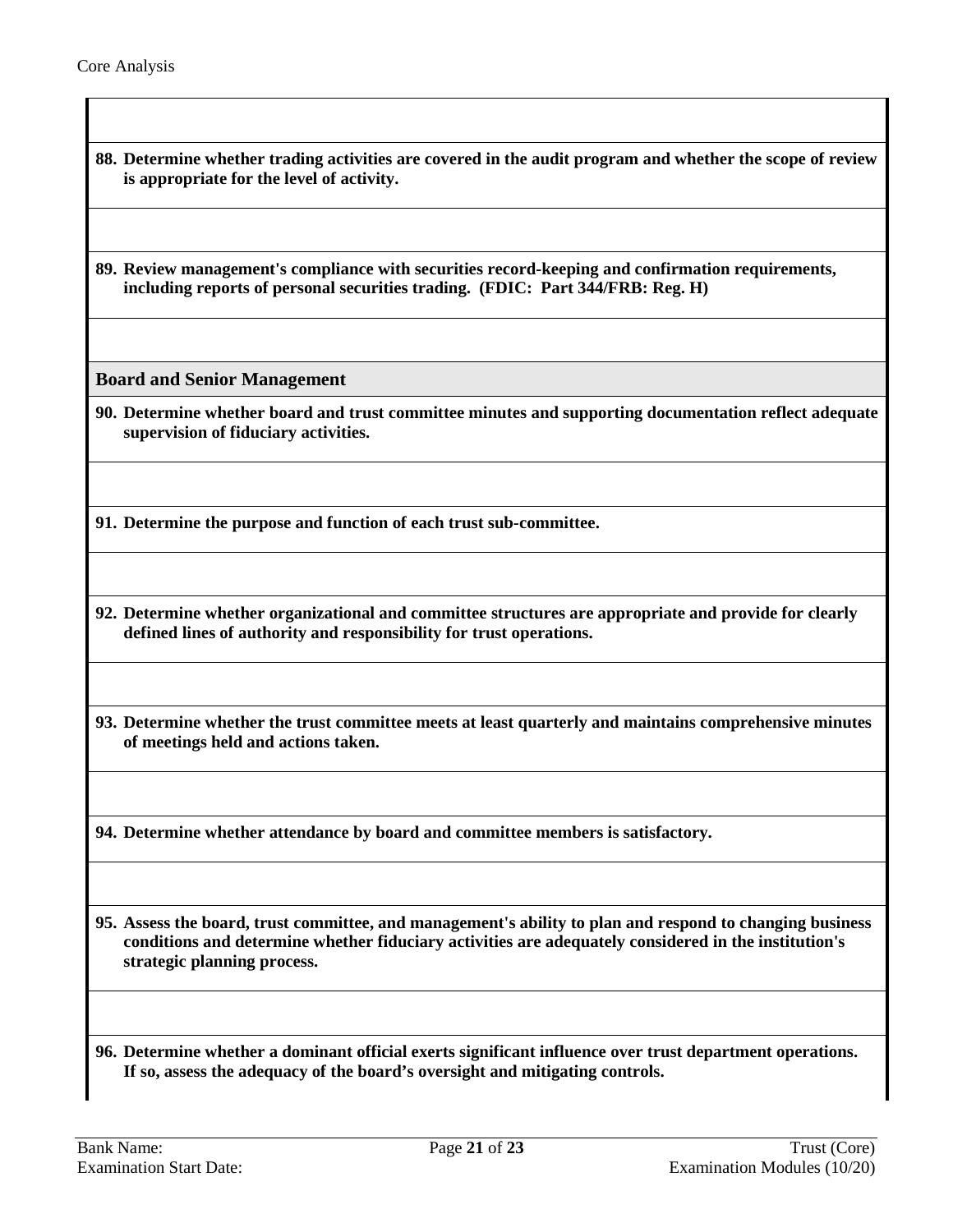**88. Determine whether trading activities are covered in the audit program and whether the scope of review is appropriate for the level of activity.**

**89. Review management's compliance with securities record-keeping and confirmation requirements, including reports of personal securities trading. (FDIC: Part 344/FRB: Reg. H)**

## Board and Senior Management

**90. Determine whether board and trust committee minutes and supporting documentation reflect adequate supervision of fiduciary activities.**

**91. Determine the purpose and function of each trust sub-committee.**

**92. Determine whether organizational and committee structures are appropriate and provide for clearly defined lines of authority and responsibility for trust operations.**

**93. Determine whether the trust committee meets at least quarterly and maintains comprehensive minutes of meetings held and actions taken.**

**94. Determine whether attendance by board and committee members is satisfactory.**

**95. Assess the board, trust committee, and management's ability to plan and respond to changing business conditions and determine whether fiduciary activities are adequately considered in the institution's strategic planning process.**

**96. Determine whether a dominant official exerts significant influence over trust department operations. If so, assess the adequacy of the board's oversight and mitigating controls.**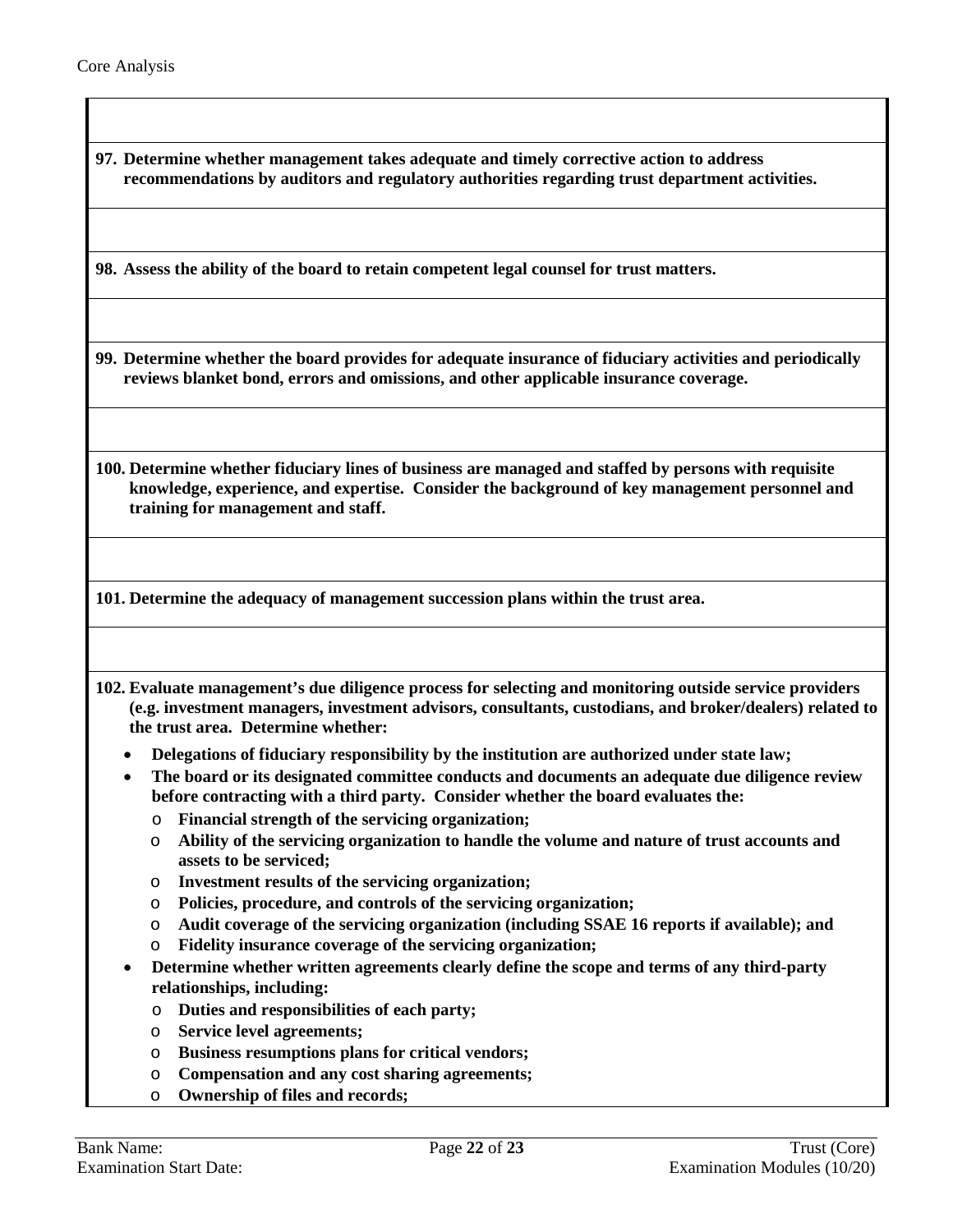**97. Determine whether management takes adequate and timely corrective action to address recommendations by auditors and regulatory authorities regarding trust department activities.**

**98. Assess the ability of the board to retain competent legal counsel for trust matters.**

**99. Determine whether the board provides for adequate insurance of fiduciary activities and periodically reviews blanket bond, errors and omissions, and other applicable insurance coverage.**

**100. Determine whether fiduciary lines of business are managed and staffed by persons with requisite knowledge, experience, and expertise. Consider the background of key management personnel and training for management and staff.**

**101. Determine the adequacy of management succession plans within the trust area.**

**102. Evaluate management's due diligence process for selecting and monitoring outside service providers (e.g. investment managers, investment advisors, consultants, custodians, and broker/dealers) related to the trust area. Determine whether:**

- **Delegations of fiduciary responsibility by the institution are authorized under state law;**
- **The board or its designated committee conducts and documents an adequate due diligence review before contracting with a third party. Consider whether the board evaluates the:**
  - **Financial strength of the servicing organization;**
  - **Ability of the servicing organization to handle the volume and nature of trust accounts and assets to be serviced;**
  - **Investment results of the servicing organization;**
  - **Policies, procedure, and controls of the servicing organization;**
  - **Audit coverage of the servicing organization (including SSAE 16 reports if available); and**
  - **Fidelity insurance coverage of the servicing organization;**
- **Determine whether written agreements clearly define the scope and terms of any third-party relationships, including:**
  - **Duties and responsibilities of each party;**
  - **Service level agreements;**
  - **Business resumptions plans for critical vendors;**
  - **Compensation and any cost sharing agreements;**
  - **Ownership of files and records;**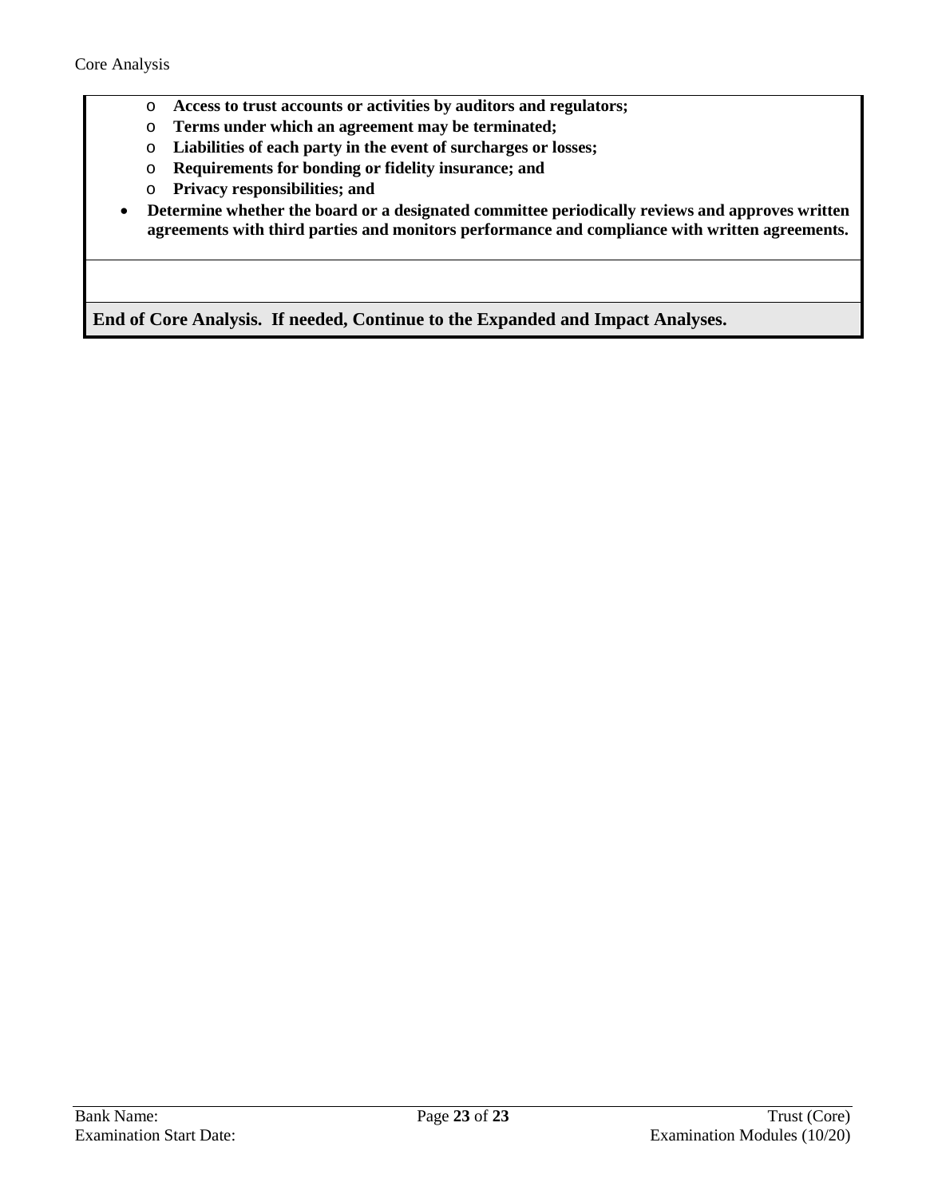- **Access to trust accounts or activities by auditors and regulators;**
  - **Terms under which an agreement may be terminated;**
  - **Liabilities of each party in the event of surcharges or losses;**
  - **Requirements for bonding or fidelity insurance; and**
  - **Privacy responsibilities; and**
- **Determine whether the board or a designated committee periodically reviews and approves written agreements with third parties and monitors performance and compliance with written agreements.**

**End of Core Analysis. If needed, Continue to the Expanded and Impact Analyses.**